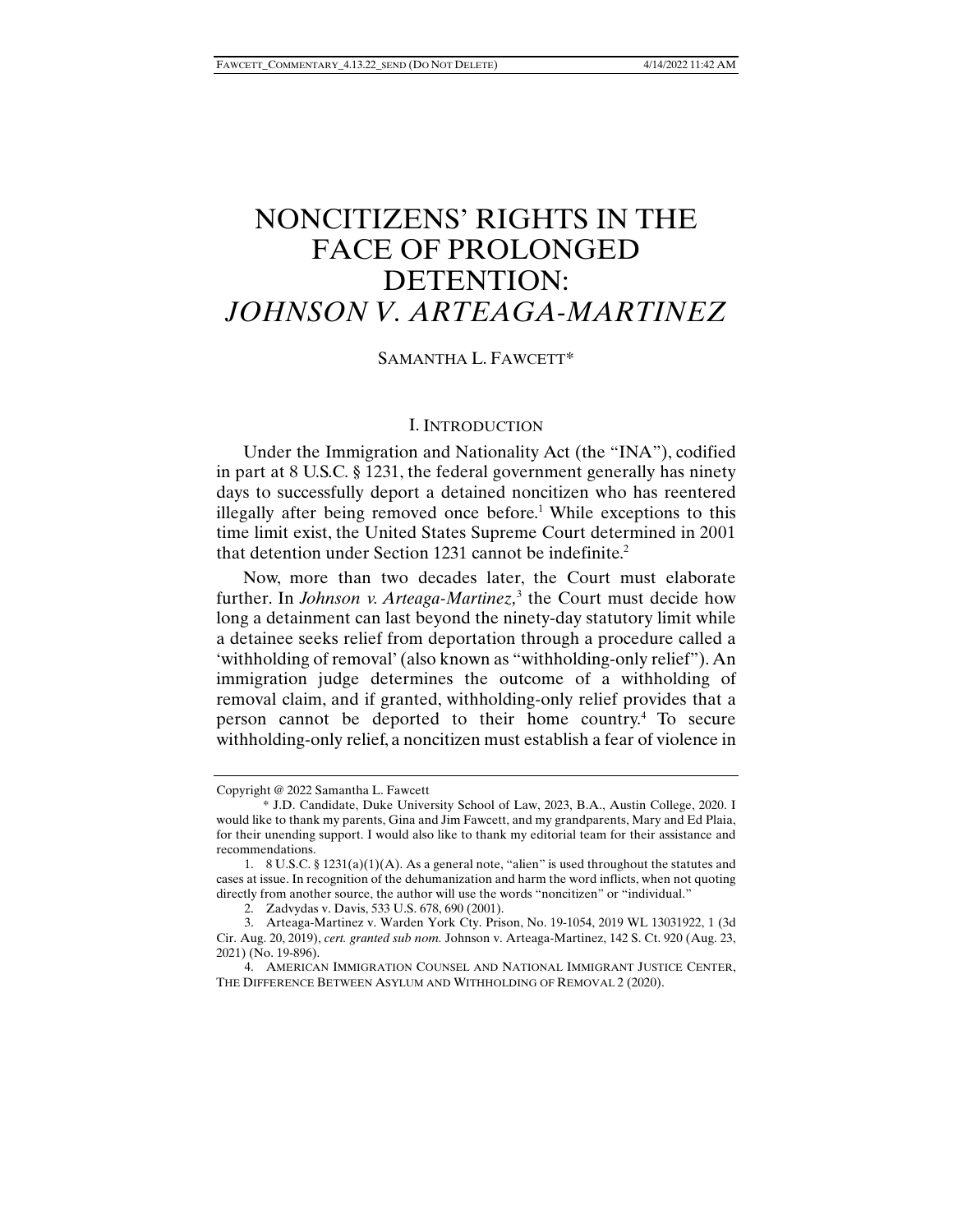# NONCITIZENS' RIGHTS IN THE FACE OF PROLONGED DETENTION: *JOHNSON V. ARTEAGA-MARTINEZ*

SAMANTHA L. FAWCETT*

## I. INTRODUCTION

Under the Immigration and Nationality Act (the "INA"), codified in part at 8 U.S.C. § 1231, the federal government generally has ninety days to successfully deport a detained noncitizen who has reentered illegally after being removed once before.[1] While exceptions to this time limit exist, the United States Supreme Court determined in 2001 that detention under Section 1231 cannot be indefinite.[2]

Now, more than two decades later, the Court must elaborate further. In *Johnson v. Arteaga-Martinez,*[3] the Court must decide how long a detainment can last beyond the ninety-day statutory limit while a detainee seeks relief from deportation through a procedure called a 'withholding of removal' (also known as "withholding-only relief"). An immigration judge determines the outcome of a withholding of removal claim, and if granted, withholding-only relief provides that a person cannot be deported to their home country.[4] To secure withholding-only relief, a noncitizen must establish a fear of violence in

---

Copyright @ 2022 Samantha L. Fawcett

\* J.D. Candidate, Duke University School of Law, 2023, B.A., Austin College, 2020. I would like to thank my parents, Gina and Jim Fawcett, and my grandparents, Mary and Ed Plaia, for their unending support. I would also like to thank my editorial team for their assistance and recommendations.

1. 8 U.S.C. § 1231(a)(1)(A). As a general note, "alien" is used throughout the statutes and cases at issue. In recognition of the dehumanization and harm the word inflicts, when not quoting directly from another source, the author will use the words "noncitizen" or "individual."

2. Zadvydas v. Davis, 533 U.S. 678, 690 (2001).

3. Arteaga-Martinez v. Warden York Cty. Prison, No. 19-1054, 2019 WL 13031922, 1 (3d Cir. Aug. 20, 2019), *cert. granted sub nom.* Johnson v. Arteaga-Martinez, 142 S. Ct. 920 (Aug. 23, 2021) (No. 19-896).

4. AMERICAN IMMIGRATION COUNSEL AND NATIONAL IMMIGRANT JUSTICE CENTER, THE DIFFERENCE BETWEEN ASYLUM AND WITHHOLDING OF REMOVAL 2 (2020).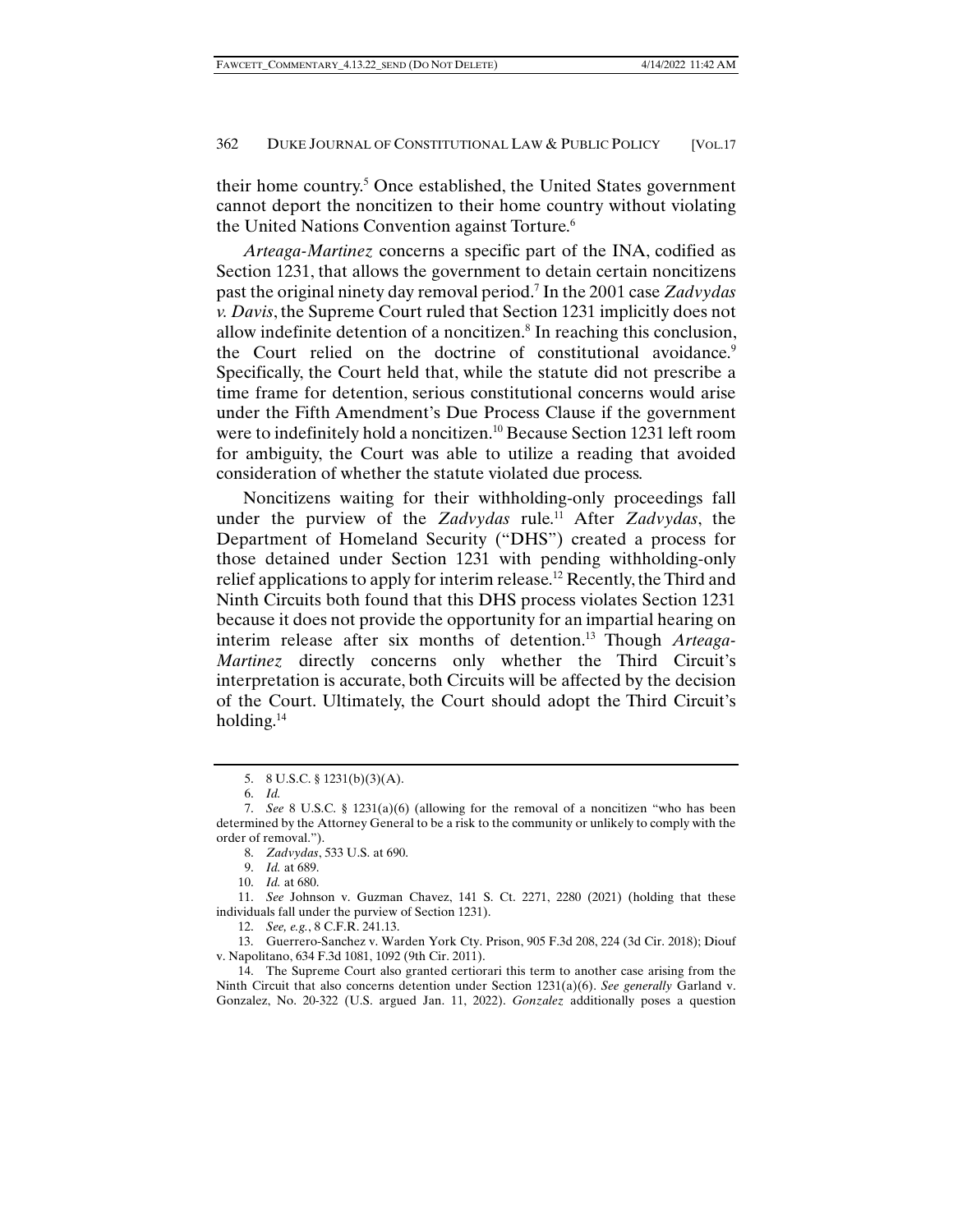their home country.[5] Once established, the United States government cannot deport the noncitizen to their home country without violating the United Nations Convention against Torture.[6]

*Arteaga-Martinez* concerns a specific part of the INA, codified as Section 1231, that allows the government to detain certain noncitizens past the original ninety day removal period.[7] In the 2001 case *Zadvydas v. Davis*, the Supreme Court ruled that Section 1231 implicitly does not allow indefinite detention of a noncitizen.[8] In reaching this conclusion, the Court relied on the doctrine of constitutional avoidance.[9] Specifically, the Court held that, while the statute did not prescribe a time frame for detention, serious constitutional concerns would arise under the Fifth Amendment's Due Process Clause if the government were to indefinitely hold a noncitizen.[10] Because Section 1231 left room for ambiguity, the Court was able to utilize a reading that avoided consideration of whether the statute violated due process.

Noncitizens waiting for their withholding-only proceedings fall under the purview of the *Zadvydas* rule.[11] After *Zadvydas*, the Department of Homeland Security ("DHS") created a process for those detained under Section 1231 with pending withholding-only relief applications to apply for interim release.[12] Recently, the Third and Ninth Circuits both found that this DHS process violates Section 1231 because it does not provide the opportunity for an impartial hearing on interim release after six months of detention.[13] Though *Arteaga-Martinez* directly concerns only whether the Third Circuit's interpretation is accurate, both Circuits will be affected by the decision of the Court. Ultimately, the Court should adopt the Third Circuit's holding.[14]

---

5. 8 U.S.C. § 1231(b)(3)(A).

6. *Id.*

7. *See* 8 U.S.C. § 1231(a)(6) (allowing for the removal of a noncitizen "who has been determined by the Attorney General to be a risk to the community or unlikely to comply with the order of removal.").

8. *Zadvydas*, 533 U.S. at 690.

9. *Id.* at 689.

10. *Id.* at 680.

11. *See* Johnson v. Guzman Chavez, 141 S. Ct. 2271, 2280 (2021) (holding that these individuals fall under the purview of Section 1231).

12. *See, e.g.*, 8 C.F.R. 241.13.

13. Guerrero-Sanchez v. Warden York Cty. Prison, 905 F.3d 208, 224 (3d Cir. 2018); Diouf v. Napolitano, 634 F.3d 1081, 1092 (9th Cir. 2011).

14. The Supreme Court also granted certiorari this term to another case arising from the Ninth Circuit that also concerns detention under Section 1231(a)(6). *See generally* Garland v. Gonzalez, No. 20-322 (U.S. argued Jan. 11, 2022). *Gonzalez* additionally poses a question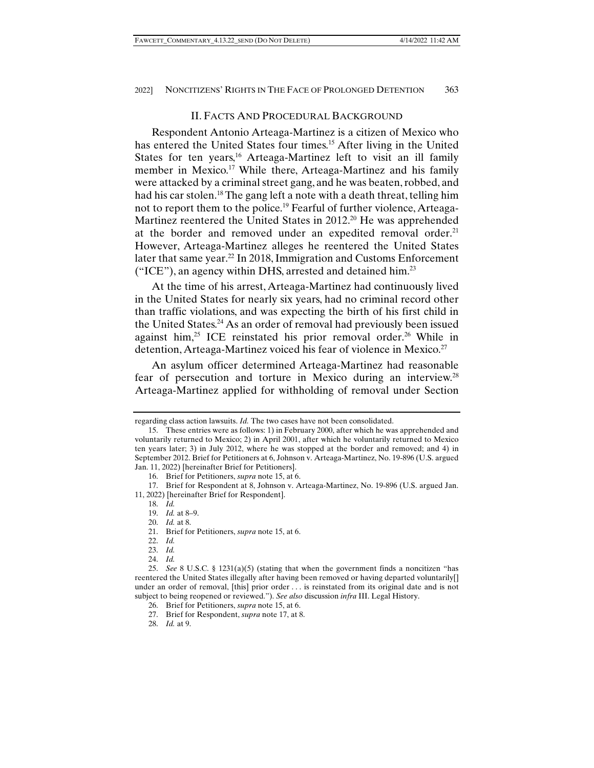## II. FACTS AND PROCEDURAL BACKGROUND

Respondent Antonio Arteaga-Martinez is a citizen of Mexico who has entered the United States four times.[15] After living in the United States for ten years,[16] Arteaga-Martinez left to visit an ill family member in Mexico.[17] While there, Arteaga-Martinez and his family were attacked by a criminal street gang, and he was beaten, robbed, and had his car stolen.[18] The gang left a note with a death threat, telling him not to report them to the police.[19] Fearful of further violence, Arteaga-Martinez reentered the United States in 2012.[20] He was apprehended at the border and removed under an expedited removal order.[21] However, Arteaga-Martinez alleges he reentered the United States later that same year.[22] In 2018, Immigration and Customs Enforcement ("ICE"), an agency within DHS, arrested and detained him.[23]

At the time of his arrest, Arteaga-Martinez had continuously lived in the United States for nearly six years, had no criminal record other than traffic violations, and was expecting the birth of his first child in the United States.[24] As an order of removal had previously been issued against him,[25] ICE reinstated his prior removal order.[26] While in detention, Arteaga-Martinez voiced his fear of violence in Mexico.[27]

An asylum officer determined Arteaga-Martinez had reasonable fear of persecution and torture in Mexico during an interview.[28] Arteaga-Martinez applied for withholding of removal under Section

---

regarding class action lawsuits. *Id.* The two cases have not been consolidated.

15. These entries were as follows: 1) in February 2000, after which he was apprehended and voluntarily returned to Mexico; 2) in April 2001, after which he voluntarily returned to Mexico ten years later; 3) in July 2012, where he was stopped at the border and removed; and 4) in September 2012. Brief for Petitioners at 6, Johnson v. Arteaga-Martinez, No. 19-896 (U.S. argued Jan. 11, 2022) [hereinafter Brief for Petitioners].

16. Brief for Petitioners, *supra* note 15, at 6.

17. Brief for Respondent at 8, Johnson v. Arteaga-Martinez, No. 19-896 (U.S. argued Jan. 11, 2022) [hereinafter Brief for Respondent].

18. *Id.*

19. *Id.* at 8–9.

20. *Id.* at 8.

21. Brief for Petitioners, *supra* note 15, at 6.

22. *Id.*

23. *Id.*

24. *Id.*

25. *See* 8 U.S.C. § 1231(a)(5) (stating that when the government finds a noncitizen "has reentered the United States illegally after having been removed or having departed voluntarily[] under an order of removal, [this] prior order . . . is reinstated from its original date and is not subject to being reopened or reviewed."). *See also* discussion *infra* III. Legal History.

26. Brief for Petitioners, *supra* note 15, at 6.

27. Brief for Respondent, *supra* note 17, at 8.

28. *Id.* at 9.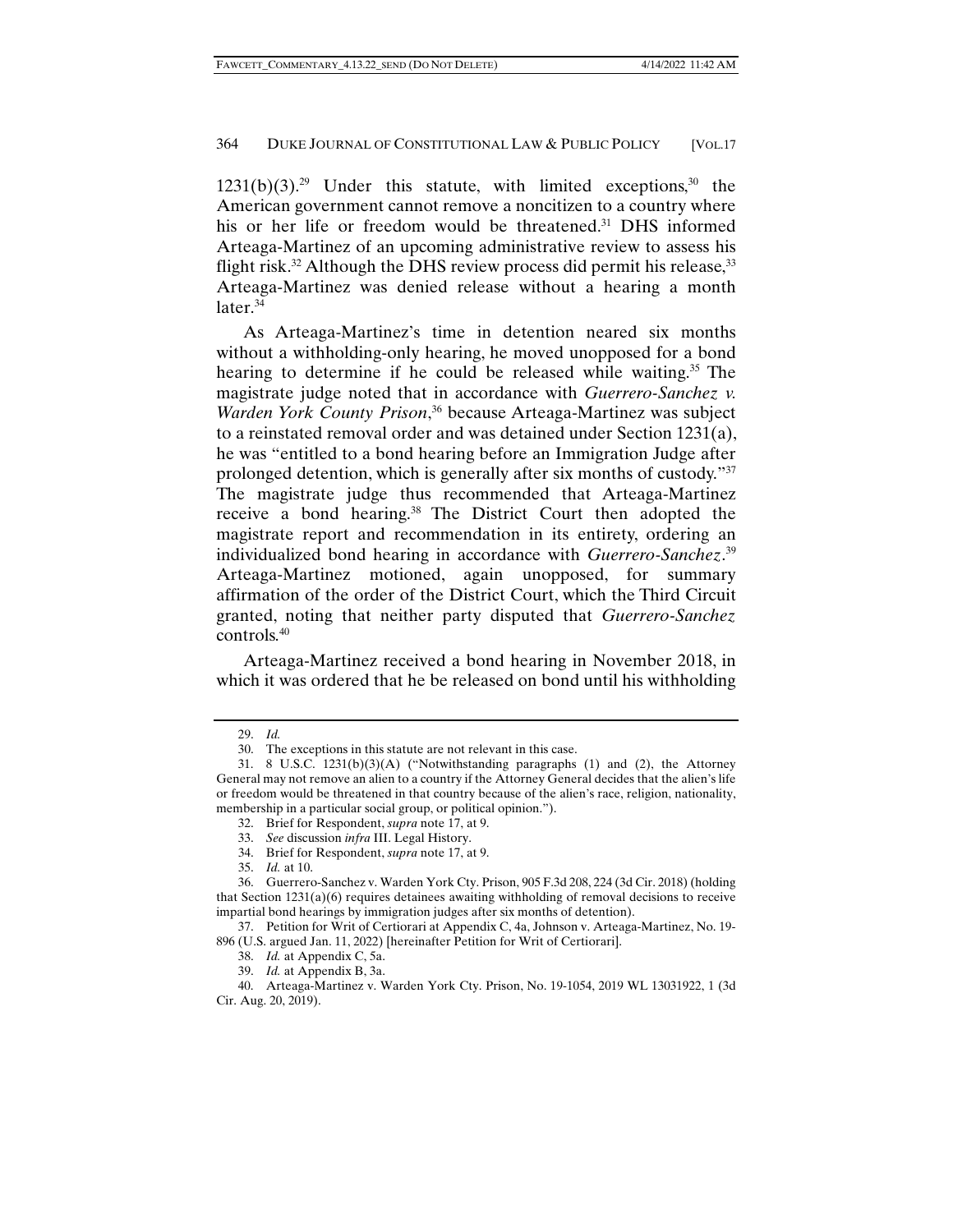1231(b)(3).[29] Under this statute, with limited exceptions,[30] the American government cannot remove a noncitizen to a country where his or her life or freedom would be threatened.[31] DHS informed Arteaga-Martinez of an upcoming administrative review to assess his flight risk.[32] Although the DHS review process did permit his release,[33] Arteaga-Martinez was denied release without a hearing a month later.[34]

As Arteaga-Martinez's time in detention neared six months without a withholding-only hearing, he moved unopposed for a bond hearing to determine if he could be released while waiting.[35] The magistrate judge noted that in accordance with *Guerrero-Sanchez v. Warden York County Prison*,[36] because Arteaga-Martinez was subject to a reinstated removal order and was detained under Section 1231(a), he was "entitled to a bond hearing before an Immigration Judge after prolonged detention, which is generally after six months of custody."[37] The magistrate judge thus recommended that Arteaga-Martinez receive a bond hearing.[38] The District Court then adopted the magistrate report and recommendation in its entirety, ordering an individualized bond hearing in accordance with *Guerrero-Sanchez*.[39] Arteaga-Martinez motioned, again unopposed, for summary affirmation of the order of the District Court, which the Third Circuit granted, noting that neither party disputed that *Guerrero-Sanchez* controls.[40]

Arteaga-Martinez received a bond hearing in November 2018, in which it was ordered that he be released on bond until his withholding

---

29. *Id.*

30. The exceptions in this statute are not relevant in this case.

31. 8 U.S.C. 1231(b)(3)(A) ("Notwithstanding paragraphs (1) and (2), the Attorney General may not remove an alien to a country if the Attorney General decides that the alien's life or freedom would be threatened in that country because of the alien's race, religion, nationality, membership in a particular social group, or political opinion.").

32. Brief for Respondent, *supra* note 17, at 9.

33. *See* discussion *infra* III. Legal History.

34. Brief for Respondent, *supra* note 17, at 9.

35. *Id.* at 10.

36. Guerrero-Sanchez v. Warden York Cty. Prison, 905 F.3d 208, 224 (3d Cir. 2018) (holding that Section 1231(a)(6) requires detainees awaiting withholding of removal decisions to receive impartial bond hearings by immigration judges after six months of detention).

37. Petition for Writ of Certiorari at Appendix C, 4a, Johnson v. Arteaga-Martinez, No. 19-896 (U.S. argued Jan. 11, 2022) [hereinafter Petition for Writ of Certiorari].

38. *Id.* at Appendix C, 5a.

39. *Id.* at Appendix B, 3a.

40. Arteaga-Martinez v. Warden York Cty. Prison, No. 19-1054, 2019 WL 13031922, 1 (3d Cir. Aug. 20, 2019).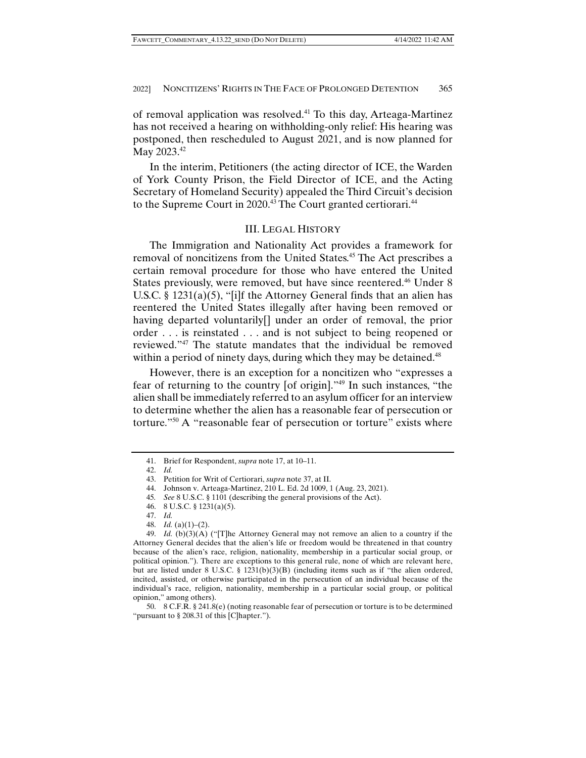of removal application was resolved.[41] To this day, Arteaga-Martinez has not received a hearing on withholding-only relief: His hearing was postponed, then rescheduled to August 2021, and is now planned for May 2023.[42]

In the interim, Petitioners (the acting director of ICE, the Warden of York County Prison, the Field Director of ICE, and the Acting Secretary of Homeland Security) appealed the Third Circuit's decision to the Supreme Court in 2020.[43] The Court granted certiorari.[44]

## III. LEGAL HISTORY

The Immigration and Nationality Act provides a framework for removal of noncitizens from the United States.[45] The Act prescribes a certain removal procedure for those who have entered the United States previously, were removed, but have since reentered.[46] Under 8 U.S.C. § 1231(a)(5), "[i]f the Attorney General finds that an alien has reentered the United States illegally after having been removed or having departed voluntarily[] under an order of removal, the prior order . . . is reinstated . . . and is not subject to being reopened or reviewed."[47] The statute mandates that the individual be removed within a period of ninety days, during which they may be detained.[48]

However, there is an exception for a noncitizen who "expresses a fear of returning to the country [of origin]."[49] In such instances, "the alien shall be immediately referred to an asylum officer for an interview to determine whether the alien has a reasonable fear of persecution or torture."[50] A "reasonable fear of persecution or torture" exists where

---

41. Brief for Respondent, *supra* note 17, at 10–11.

42. *Id.*

43. Petition for Writ of Certiorari, *supra* note 37, at II.

44. Johnson v. Arteaga-Martinez, 210 L. Ed. 2d 1009, 1 (Aug. 23, 2021).

45. *See* 8 U.S.C. § 1101 (describing the general provisions of the Act).

46. 8 U.S.C. § 1231(a)(5).

47. *Id.*

48. *Id.* (a)(1)–(2).

49. *Id.* (b)(3)(A) ("[T]he Attorney General may not remove an alien to a country if the Attorney General decides that the alien's life or freedom would be threatened in that country because of the alien's race, religion, nationality, membership in a particular social group, or political opinion."). There are exceptions to this general rule, none of which are relevant here, but are listed under 8 U.S.C. § 1231(b)(3)(B) (including items such as if "the alien ordered, incited, assisted, or otherwise participated in the persecution of an individual because of the individual's race, religion, nationality, membership in a particular social group, or political opinion," among others).

50. 8 C.F.R. § 241.8(e) (noting reasonable fear of persecution or torture is to be determined "pursuant to § 208.31 of this [C]hapter.").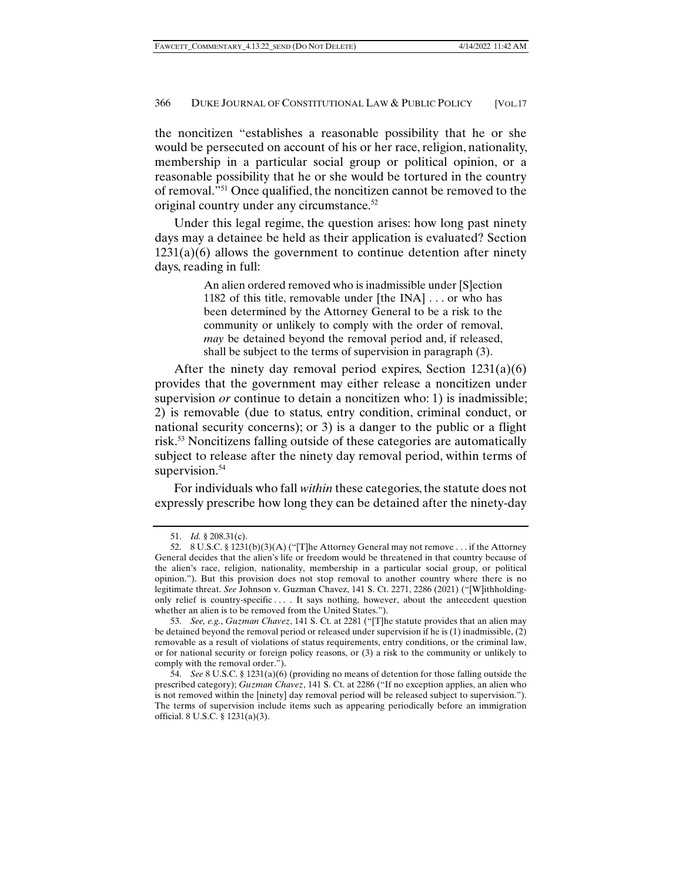the noncitizen "establishes a reasonable possibility that he or she would be persecuted on account of his or her race, religion, nationality, membership in a particular social group or political opinion, or a reasonable possibility that he or she would be tortured in the country of removal."[51] Once qualified, the noncitizen cannot be removed to the original country under any circumstance.[52]

Under this legal regime, the question arises: how long past ninety days may a detainee be held as their application is evaluated? Section 1231(a)(6) allows the government to continue detention after ninety days, reading in full:

> An alien ordered removed who is inadmissible under [S]ection 1182 of this title, removable under [the INA] . . . or who has been determined by the Attorney General to be a risk to the community or unlikely to comply with the order of removal, *may* be detained beyond the removal period and, if released, shall be subject to the terms of supervision in paragraph (3).

After the ninety day removal period expires, Section 1231(a)(6) provides that the government may either release a noncitizen under supervision *or* continue to detain a noncitizen who: 1) is inadmissible; 2) is removable (due to status, entry condition, criminal conduct, or national security concerns); or 3) is a danger to the public or a flight risk.[53] Noncitizens falling outside of these categories are automatically subject to release after the ninety day removal period, within terms of supervision.[54]

For individuals who fall *within* these categories, the statute does not expressly prescribe how long they can be detained after the ninety-day

---

51. *Id.* § 208.31(c).

52. 8 U.S.C. § 1231(b)(3)(A) ("[T]he Attorney General may not remove . . . if the Attorney General decides that the alien's life or freedom would be threatened in that country because of the alien's race, religion, nationality, membership in a particular social group, or political opinion."). But this provision does not stop removal to another country where there is no legitimate threat. *See* Johnson v. Guzman Chavez, 141 S. Ct. 2271, 2286 (2021) ("[W]ithholding-only relief is country-specific . . . . It says nothing, however, about the antecedent question whether an alien is to be removed from the United States.").

53. *See, e.g.*, *Guzman Chavez*, 141 S. Ct. at 2281 ("[T]he statute provides that an alien may be detained beyond the removal period or released under supervision if he is (1) inadmissible, (2) removable as a result of violations of status requirements, entry conditions, or the criminal law, or for national security or foreign policy reasons, or (3) a risk to the community or unlikely to comply with the removal order.").

54. *See* 8 U.S.C. § 1231(a)(6) (providing no means of detention for those falling outside the prescribed category); *Guzman Chavez*, 141 S. Ct. at 2286 ("If no exception applies, an alien who is not removed within the [ninety] day removal period will be released subject to supervision."). The terms of supervision include items such as appearing periodically before an immigration official. 8 U.S.C. § 1231(a)(3).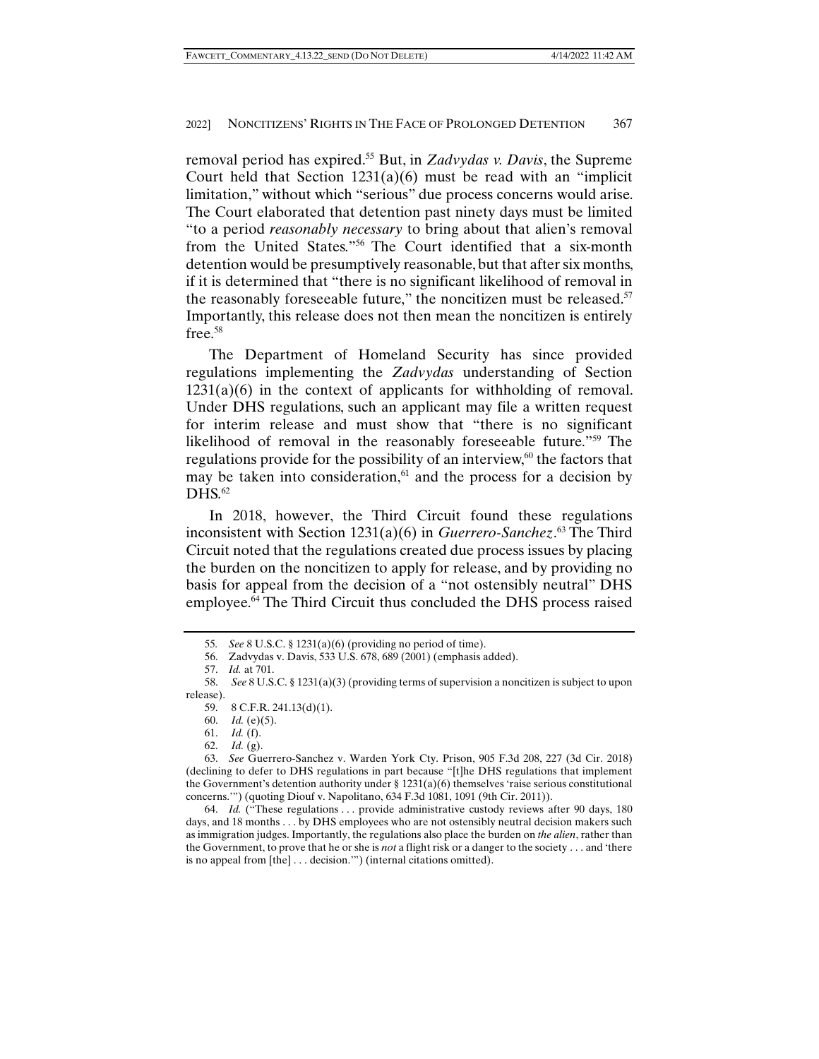removal period has expired.[55] But, in *Zadvydas v. Davis*, the Supreme Court held that Section 1231(a)(6) must be read with an "implicit limitation," without which "serious" due process concerns would arise. The Court elaborated that detention past ninety days must be limited "to a period *reasonably necessary* to bring about that alien's removal from the United States."[56] The Court identified that a six-month detention would be presumptively reasonable, but that after six months, if it is determined that "there is no significant likelihood of removal in the reasonably foreseeable future," the noncitizen must be released.[57] Importantly, this release does not then mean the noncitizen is entirely free.[58]

The Department of Homeland Security has since provided regulations implementing the *Zadvydas* understanding of Section 1231(a)(6) in the context of applicants for withholding of removal. Under DHS regulations, such an applicant may file a written request for interim release and must show that "there is no significant likelihood of removal in the reasonably foreseeable future."[59] The regulations provide for the possibility of an interview,[60] the factors that may be taken into consideration,[61] and the process for a decision by DHS.[62]

In 2018, however, the Third Circuit found these regulations inconsistent with Section 1231(a)(6) in *Guerrero-Sanchez*.[63] The Third Circuit noted that the regulations created due process issues by placing the burden on the noncitizen to apply for release, and by providing no basis for appeal from the decision of a "not ostensibly neutral" DHS employee.[64] The Third Circuit thus concluded the DHS process raised

---

55. *See* 8 U.S.C. § 1231(a)(6) (providing no period of time).

56. Zadvydas v. Davis, 533 U.S. 678, 689 (2001) (emphasis added).

57. *Id.* at 701.

58. *See* 8 U.S.C. § 1231(a)(3) (providing terms of supervision a noncitizen is subject to upon release).

59. 8 C.F.R. 241.13(d)(1).

60. *Id.* (e)(5).

61. *Id.* (f).

62. *Id.* (g).

63. *See* Guerrero-Sanchez v. Warden York Cty. Prison, 905 F.3d 208, 227 (3d Cir. 2018) (declining to defer to DHS regulations in part because "[t]he DHS regulations that implement the Government's detention authority under § 1231(a)(6) themselves 'raise serious constitutional concerns.'") (quoting Diouf v. Napolitano, 634 F.3d 1081, 1091 (9th Cir. 2011)).

64. *Id.* ("These regulations . . . provide administrative custody reviews after 90 days, 180 days, and 18 months . . . by DHS employees who are not ostensibly neutral decision makers such as immigration judges. Importantly, the regulations also place the burden on *the alien*, rather than the Government, to prove that he or she is *not* a flight risk or a danger to the society . . . and 'there is no appeal from [the] . . . decision.'") (internal citations omitted).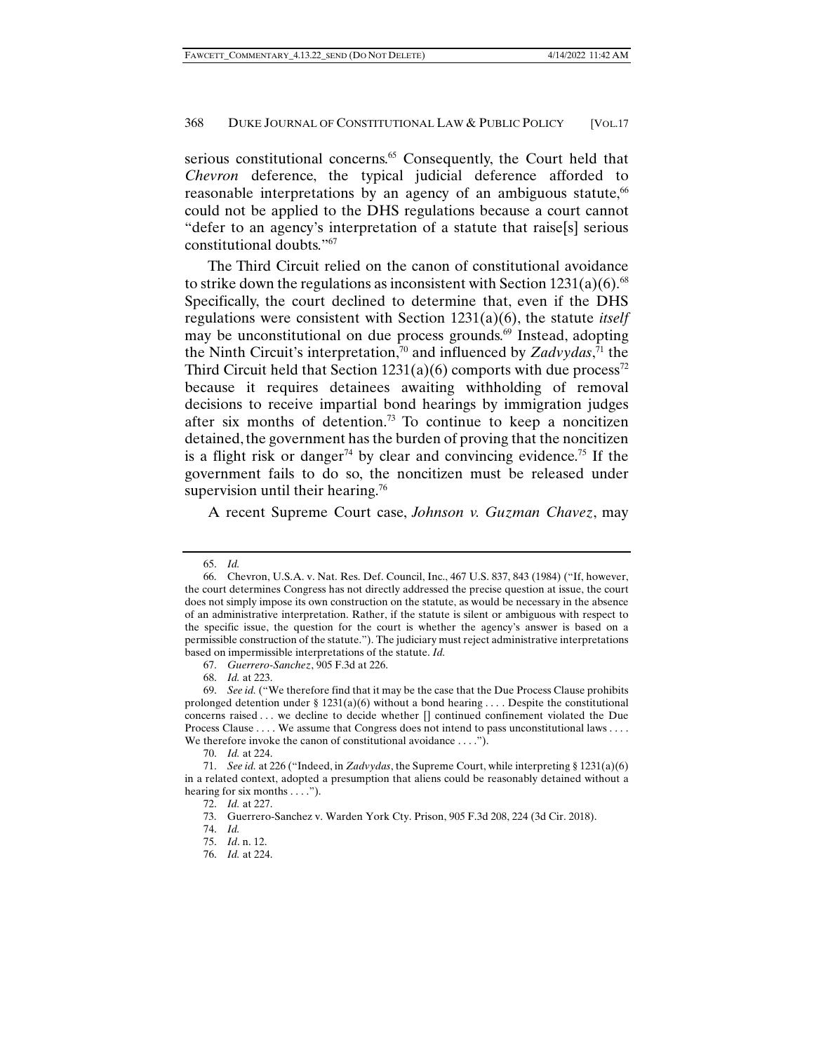serious constitutional concerns.[65] Consequently, the Court held that *Chevron* deference, the typical judicial deference afforded to reasonable interpretations by an agency of an ambiguous statute,[66] could not be applied to the DHS regulations because a court cannot "defer to an agency's interpretation of a statute that raise[s] serious constitutional doubts."[67]

The Third Circuit relied on the canon of constitutional avoidance to strike down the regulations as inconsistent with Section 1231(a)(6).[68] Specifically, the court declined to determine that, even if the DHS regulations were consistent with Section 1231(a)(6), the statute *itself* may be unconstitutional on due process grounds.[69] Instead, adopting the Ninth Circuit's interpretation,[70] and influenced by *Zadvydas*,[71] the Third Circuit held that Section 1231(a)(6) comports with due process[72] because it requires detainees awaiting withholding of removal decisions to receive impartial bond hearings by immigration judges after six months of detention.[73] To continue to keep a noncitizen detained, the government has the burden of proving that the noncitizen is a flight risk or danger[74] by clear and convincing evidence.[75] If the government fails to do so, the noncitizen must be released under supervision until their hearing.[76]

A recent Supreme Court case, *Johnson v. Guzman Chavez*, may

---

65. *Id.*

66. Chevron, U.S.A. v. Nat. Res. Def. Council, Inc., 467 U.S. 837, 843 (1984) ("If, however, the court determines Congress has not directly addressed the precise question at issue, the court does not simply impose its own construction on the statute, as would be necessary in the absence of an administrative interpretation. Rather, if the statute is silent or ambiguous with respect to the specific issue, the question for the court is whether the agency's answer is based on a permissible construction of the statute."). The judiciary must reject administrative interpretations based on impermissible interpretations of the statute. *Id.*

67. *Guerrero-Sanchez*, 905 F.3d at 226.

68. *Id.* at 223.

69. *See id.* ("We therefore find that it may be the case that the Due Process Clause prohibits prolonged detention under § 1231(a)(6) without a bond hearing . . . . Despite the constitutional concerns raised . . . we decline to decide whether [] continued confinement violated the Due Process Clause . . . . We assume that Congress does not intend to pass unconstitutional laws . . . . We therefore invoke the canon of constitutional avoidance . . . .").

70. *Id.* at 224.

71. *See id.* at 226 ("Indeed, in *Zadvydas*, the Supreme Court, while interpreting § 1231(a)(6) in a related context, adopted a presumption that aliens could be reasonably detained without a hearing for six months . . . .").

72. *Id.* at 227.

73. Guerrero-Sanchez v. Warden York Cty. Prison, 905 F.3d 208, 224 (3d Cir. 2018).

74. *Id.*

75. *Id*. n. 12.

76. *Id.* at 224.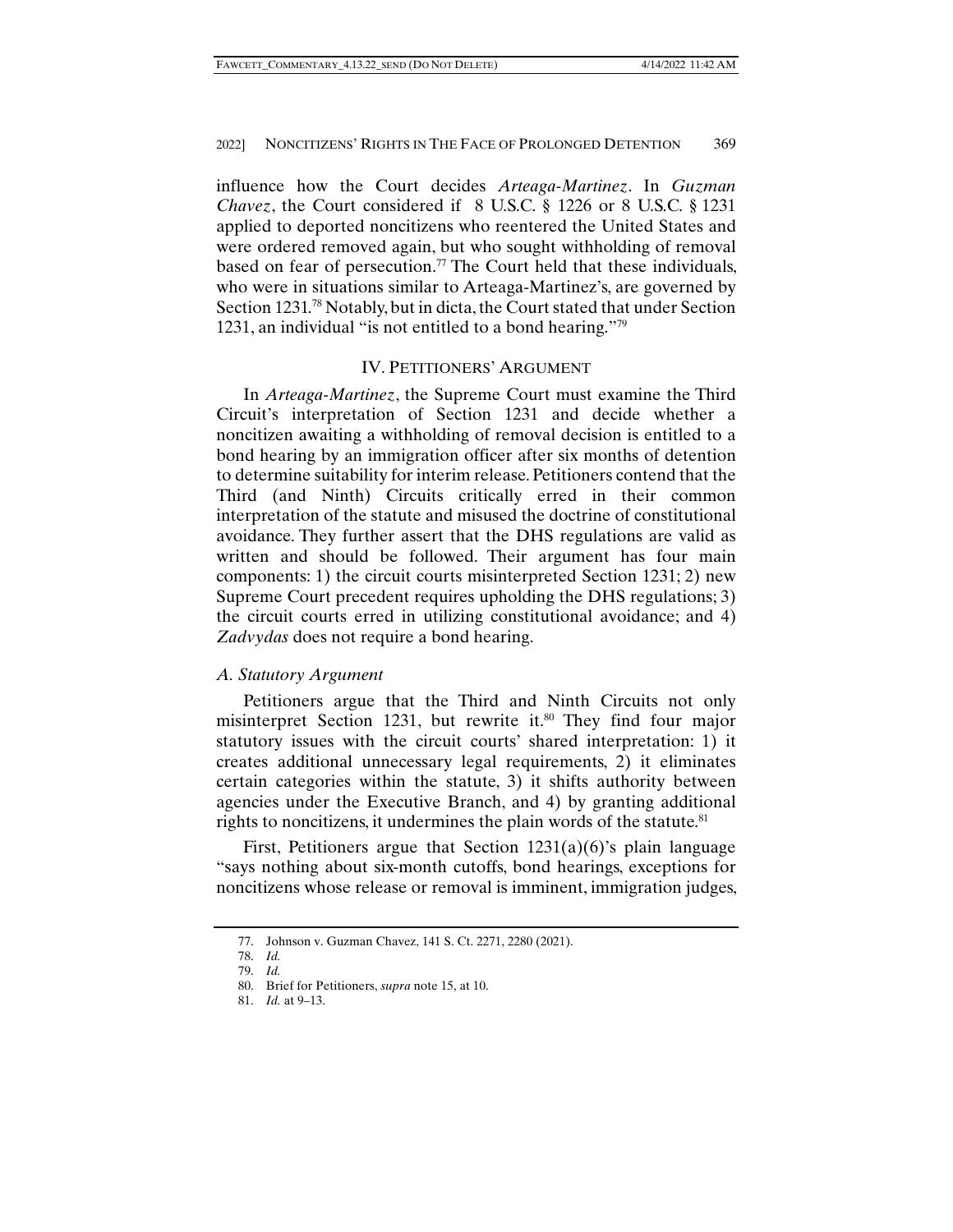influence how the Court decides *Arteaga-Martinez*. In *Guzman Chavez*, the Court considered if 8 U.S.C. § 1226 or 8 U.S.C. § 1231 applied to deported noncitizens who reentered the United States and were ordered removed again, but who sought withholding of removal based on fear of persecution.[77] The Court held that these individuals, who were in situations similar to Arteaga-Martinez's, are governed by Section 1231.[78] Notably, but in dicta, the Court stated that under Section 1231, an individual "is not entitled to a bond hearing."[79]

## IV. PETITIONERS' ARGUMENT

In *Arteaga-Martinez*, the Supreme Court must examine the Third Circuit's interpretation of Section 1231 and decide whether a noncitizen awaiting a withholding of removal decision is entitled to a bond hearing by an immigration officer after six months of detention to determine suitability for interim release. Petitioners contend that the Third (and Ninth) Circuits critically erred in their common interpretation of the statute and misused the doctrine of constitutional avoidance. They further assert that the DHS regulations are valid as written and should be followed. Their argument has four main components: 1) the circuit courts misinterpreted Section 1231; 2) new Supreme Court precedent requires upholding the DHS regulations; 3) the circuit courts erred in utilizing constitutional avoidance; and 4) *Zadvydas* does not require a bond hearing.

### *A. Statutory Argument*

Petitioners argue that the Third and Ninth Circuits not only misinterpret Section 1231, but rewrite it.[80] They find four major statutory issues with the circuit courts' shared interpretation: 1) it creates additional unnecessary legal requirements, 2) it eliminates certain categories within the statute, 3) it shifts authority between agencies under the Executive Branch, and 4) by granting additional rights to noncitizens, it undermines the plain words of the statute.[81]

First, Petitioners argue that Section 1231(a)(6)'s plain language "says nothing about six-month cutoffs, bond hearings, exceptions for noncitizens whose release or removal is imminent, immigration judges,

77. Johnson v. Guzman Chavez, 141 S. Ct. 2271, 2280 (2021).

78. *Id.*

79. *Id.*

80. Brief for Petitioners, *supra* note 15, at 10.

81. *Id.* at 9–13.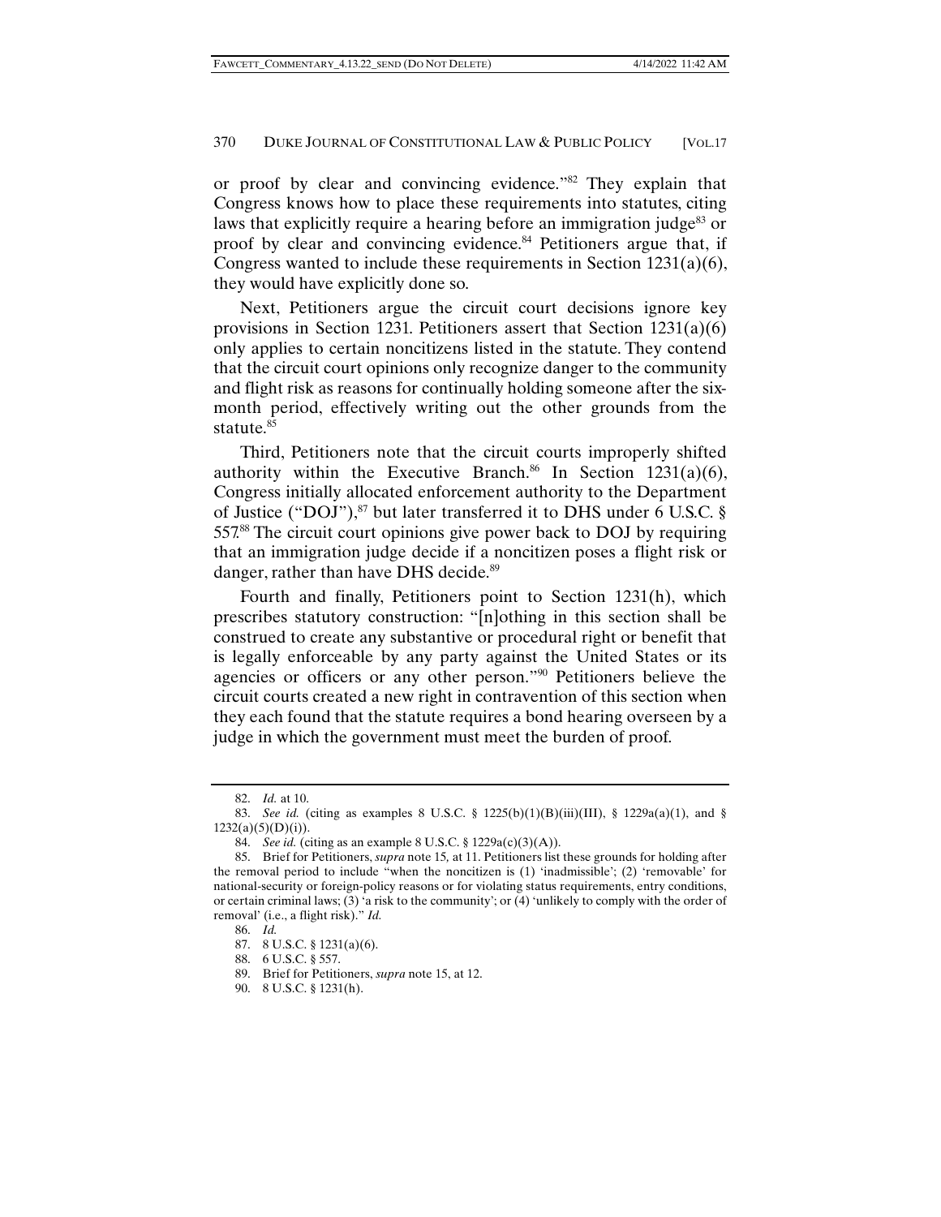or proof by clear and convincing evidence."[82] They explain that Congress knows how to place these requirements into statutes, citing laws that explicitly require a hearing before an immigration judge[83] or proof by clear and convincing evidence.[84] Petitioners argue that, if Congress wanted to include these requirements in Section 1231(a)(6), they would have explicitly done so.

Next, Petitioners argue the circuit court decisions ignore key provisions in Section 1231. Petitioners assert that Section 1231(a)(6) only applies to certain noncitizens listed in the statute. They contend that the circuit court opinions only recognize danger to the community and flight risk as reasons for continually holding someone after the six-month period, effectively writing out the other grounds from the statute.[85]

Third, Petitioners note that the circuit courts improperly shifted authority within the Executive Branch.[86] In Section 1231(a)(6), Congress initially allocated enforcement authority to the Department of Justice ("DOJ"),[87] but later transferred it to DHS under 6 U.S.C. § 557.[88] The circuit court opinions give power back to DOJ by requiring that an immigration judge decide if a noncitizen poses a flight risk or danger, rather than have DHS decide.[89]

Fourth and finally, Petitioners point to Section 1231(h), which prescribes statutory construction: "[n]othing in this section shall be construed to create any substantive or procedural right or benefit that is legally enforceable by any party against the United States or its agencies or officers or any other person."[90] Petitioners believe the circuit courts created a new right in contravention of this section when they each found that the statute requires a bond hearing overseen by a judge in which the government must meet the burden of proof.

---

82. *Id.* at 10.

83. *See id.* (citing as examples 8 U.S.C. § 1225(b)(1)(B)(iii)(III), § 1229a(a)(1), and § 1232(a)(5)(D)(i)).

84. *See id.* (citing as an example 8 U.S.C. § 1229a(c)(3)(A)).

85. Brief for Petitioners, *supra* note 15, at 11. Petitioners list these grounds for holding after the removal period to include "when the noncitizen is (1) 'inadmissible'; (2) 'removable' for national-security or foreign-policy reasons or for violating status requirements, entry conditions, or certain criminal laws; (3) 'a risk to the community'; or (4) 'unlikely to comply with the order of removal' (i.e., a flight risk)." *Id.*

86. *Id.*

87. 8 U.S.C. § 1231(a)(6).

88. 6 U.S.C. § 557.

89. Brief for Petitioners, *supra* note 15, at 12.

90. 8 U.S.C. § 1231(h).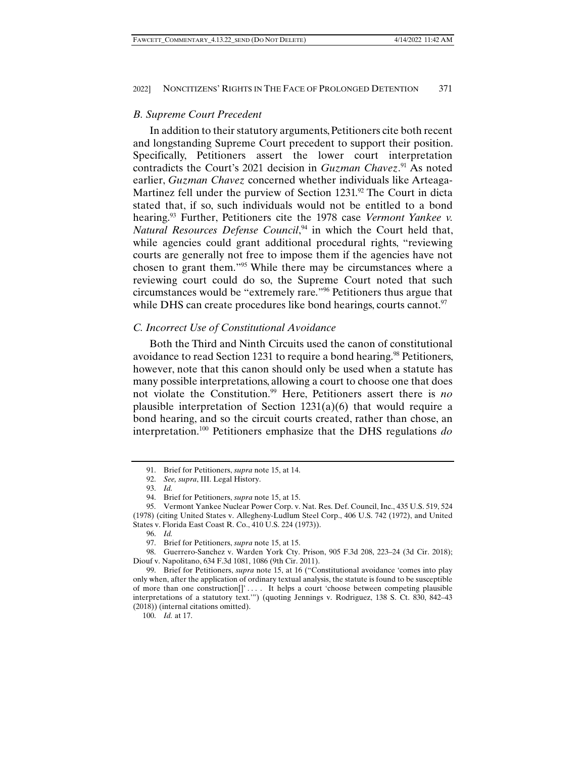### *B. Supreme Court Precedent*

In addition to their statutory arguments, Petitioners cite both recent and longstanding Supreme Court precedent to support their position. Specifically, Petitioners assert the lower court interpretation contradicts the Court's 2021 decision in *Guzman Chavez*.[91] As noted earlier, *Guzman Chavez* concerned whether individuals like Arteaga-Martinez fell under the purview of Section 1231.[92] The Court in dicta stated that, if so, such individuals would not be entitled to a bond hearing.[93] Further, Petitioners cite the 1978 case *Vermont Yankee v. Natural Resources Defense Council*,[94] in which the Court held that, while agencies could grant additional procedural rights, "reviewing courts are generally not free to impose them if the agencies have not chosen to grant them."[95] While there may be circumstances where a reviewing court could do so, the Supreme Court noted that such circumstances would be "extremely rare."[96] Petitioners thus argue that while DHS can create procedures like bond hearings, courts cannot.[97]

### *C. Incorrect Use of Constitutional Avoidance*

Both the Third and Ninth Circuits used the canon of constitutional avoidance to read Section 1231 to require a bond hearing.[98] Petitioners, however, note that this canon should only be used when a statute has many possible interpretations, allowing a court to choose one that does not violate the Constitution.[99] Here, Petitioners assert there is *no* plausible interpretation of Section 1231(a)(6) that would require a bond hearing, and so the circuit courts created, rather than chose, an interpretation.[100] Petitioners emphasize that the DHS regulations *do*

---

91. Brief for Petitioners, *supra* note 15, at 14.

92. *See, supra*, III. Legal History.

93. *Id.*

94. Brief for Petitioners, *supra* note 15, at 15.

95. Vermont Yankee Nuclear Power Corp. v. Nat. Res. Def. Council, Inc., 435 U.S. 519, 524 (1978) (citing United States v. Allegheny-Ludlum Steel Corp., 406 U.S. 742 (1972), and United States v. Florida East Coast R. Co., 410 U.S. 224 (1973)).

96. *Id.*

97. Brief for Petitioners, *supra* note 15, at 15.

98. Guerrero-Sanchez v. Warden York Cty. Prison, 905 F.3d 208, 223–24 (3d Cir. 2018); Diouf v. Napolitano, 634 F.3d 1081, 1086 (9th Cir. 2011).

99. Brief for Petitioners, *supra* note 15, at 16 ("Constitutional avoidance 'comes into play only when, after the application of ordinary textual analysis, the statute is found to be susceptible of more than one construction[]' . . . . It helps a court 'choose between competing plausible interpretations of a statutory text.'") (quoting Jennings v. Rodriguez, 138 S. Ct. 830, 842–43 (2018)) (internal citations omitted).

100. *Id.* at 17.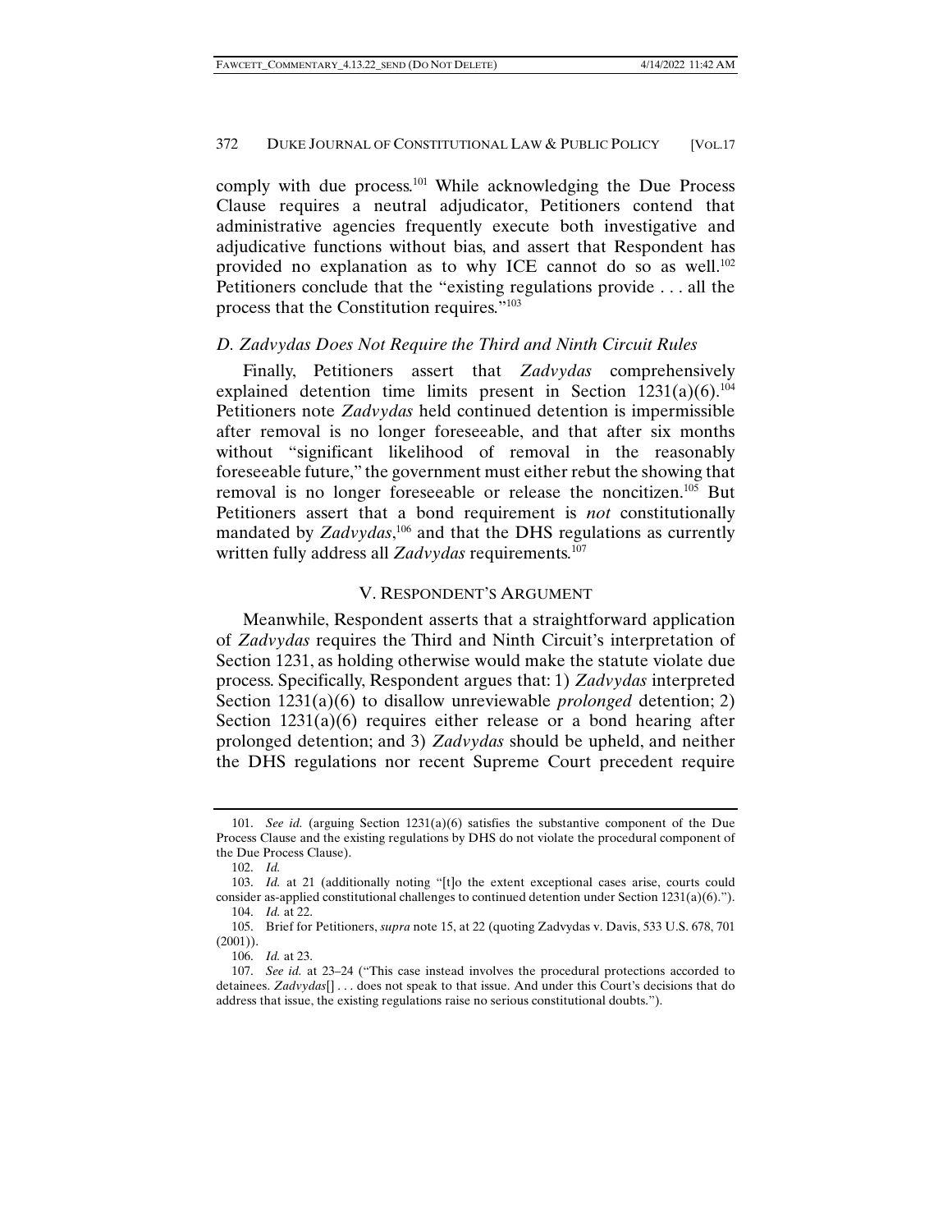comply with due process.[101] While acknowledging the Due Process Clause requires a neutral adjudicator, Petitioners contend that administrative agencies frequently execute both investigative and adjudicative functions without bias, and assert that Respondent has provided no explanation as to why ICE cannot do so as well.[102] Petitioners conclude that the "existing regulations provide . . . all the process that the Constitution requires."[103]

### *D. Zadvydas Does Not Require the Third and Ninth Circuit Rules*

Finally, Petitioners assert that *Zadvydas* comprehensively explained detention time limits present in Section 1231(a)(6).[104] Petitioners note *Zadvydas* held continued detention is impermissible after removal is no longer foreseeable, and that after six months without "significant likelihood of removal in the reasonably foreseeable future," the government must either rebut the showing that removal is no longer foreseeable or release the noncitizen.[105] But Petitioners assert that a bond requirement is *not* constitutionally mandated by *Zadvydas*,[106] and that the DHS regulations as currently written fully address all *Zadvydas* requirements.[107]

## V. RESPONDENT'S ARGUMENT

Meanwhile, Respondent asserts that a straightforward application of *Zadvydas* requires the Third and Ninth Circuit's interpretation of Section 1231, as holding otherwise would make the statute violate due process. Specifically, Respondent argues that: 1) *Zadvydas* interpreted Section 1231(a)(6) to disallow unreviewable *prolonged* detention; 2) Section 1231(a)(6) requires either release or a bond hearing after prolonged detention; and 3) *Zadvydas* should be upheld, and neither the DHS regulations nor recent Supreme Court precedent require

---

101. *See id.* (arguing Section 1231(a)(6) satisfies the substantive component of the Due Process Clause and the existing regulations by DHS do not violate the procedural component of the Due Process Clause).

102. *Id.*

103. *Id.* at 21 (additionally noting "[t]o the extent exceptional cases arise, courts could consider as-applied constitutional challenges to continued detention under Section 1231(a)(6).").

104. *Id.* at 22.

105. Brief for Petitioners, *supra* note 15, at 22 (quoting Zadvydas v. Davis, 533 U.S. 678, 701 (2001)).

106. *Id.* at 23.

107. *See id.* at 23–24 ("This case instead involves the procedural protections accorded to detainees. *Zadvydas*[] . . . does not speak to that issue. And under this Court's decisions that do address that issue, the existing regulations raise no serious constitutional doubts.").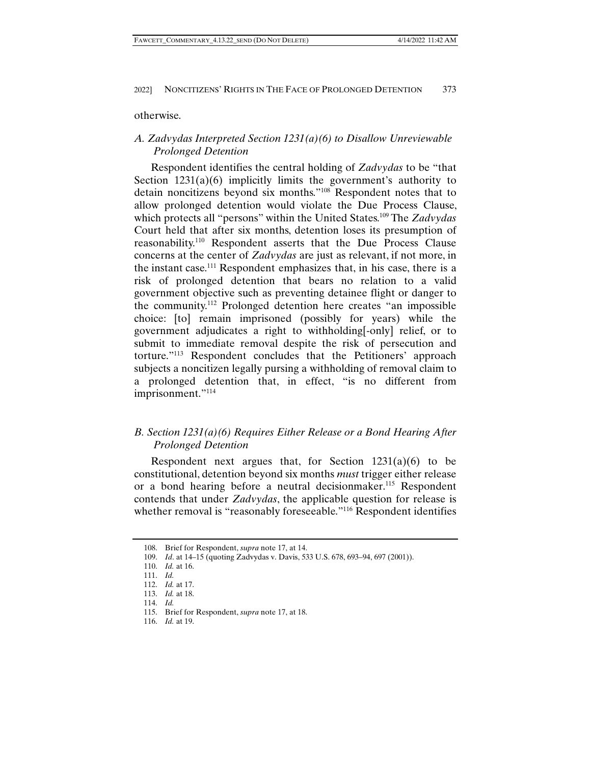otherwise.

### *A. Zadvydas Interpreted Section 1231(a)(6) to Disallow Unreviewable Prolonged Detention*

Respondent identifies the central holding of *Zadvydas* to be "that Section 1231(a)(6) implicitly limits the government's authority to detain noncitizens beyond six months."[108] Respondent notes that to allow prolonged detention would violate the Due Process Clause, which protects all "persons" within the United States.[109] The *Zadvydas* Court held that after six months, detention loses its presumption of reasonability.[110] Respondent asserts that the Due Process Clause concerns at the center of *Zadvydas* are just as relevant, if not more, in the instant case.[111] Respondent emphasizes that, in his case, there is a risk of prolonged detention that bears no relation to a valid government objective such as preventing detainee flight or danger to the community.[112] Prolonged detention here creates "an impossible choice: [to] remain imprisoned (possibly for years) while the government adjudicates a right to withholding[-only] relief, or to submit to immediate removal despite the risk of persecution and torture."[113] Respondent concludes that the Petitioners' approach subjects a noncitizen legally pursing a withholding of removal claim to a prolonged detention that, in effect, "is no different from imprisonment."[114]

### *B. Section 1231(a)(6) Requires Either Release or a Bond Hearing After Prolonged Detention*

Respondent next argues that, for Section 1231(a)(6) to be constitutional, detention beyond six months *must* trigger either release or a bond hearing before a neutral decisionmaker.[115] Respondent contends that under *Zadvydas*, the applicable question for release is whether removal is "reasonably foreseeable."[116] Respondent identifies

---

108. Brief for Respondent, *supra* note 17, at 14.

109. *Id*. at 14–15 (quoting Zadvydas v. Davis, 533 U.S. 678, 693–94, 697 (2001)).

110. *Id.* at 16.

111. *Id.*

112. *Id.* at 17.

113. *Id.* at 18.

114. *Id.*

115. Brief for Respondent, *supra* note 17, at 18.

116. *Id.* at 19.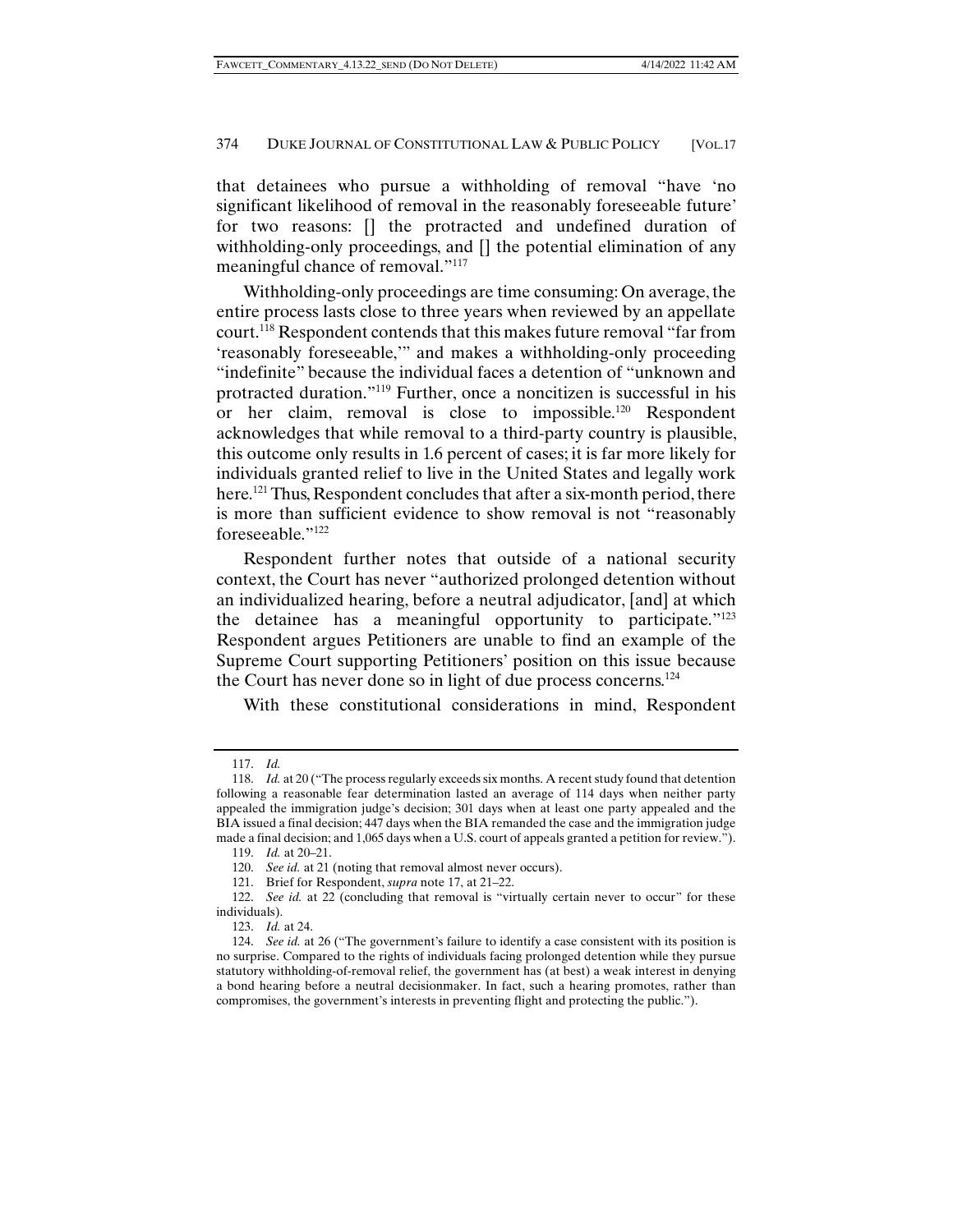that detainees who pursue a withholding of removal "have 'no significant likelihood of removal in the reasonably foreseeable future' for two reasons: [] the protracted and undefined duration of withholding-only proceedings, and [] the potential elimination of any meaningful chance of removal."[117]

Withholding-only proceedings are time consuming: On average, the entire process lasts close to three years when reviewed by an appellate court.[118] Respondent contends that this makes future removal "far from 'reasonably foreseeable,'" and makes a withholding-only proceeding "indefinite" because the individual faces a detention of "unknown and protracted duration."[119] Further, once a noncitizen is successful in his or her claim, removal is close to impossible.[120] Respondent acknowledges that while removal to a third-party country is plausible, this outcome only results in 1.6 percent of cases; it is far more likely for individuals granted relief to live in the United States and legally work here.[121] Thus, Respondent concludes that after a six-month period, there is more than sufficient evidence to show removal is not "reasonably foreseeable."[122]

Respondent further notes that outside of a national security context, the Court has never "authorized prolonged detention without an individualized hearing, before a neutral adjudicator, [and] at which the detainee has a meaningful opportunity to participate."[123] Respondent argues Petitioners are unable to find an example of the Supreme Court supporting Petitioners' position on this issue because the Court has never done so in light of due process concerns.[124]

With these constitutional considerations in mind, Respondent

---

117. *Id.*

118. *Id.* at 20 ("The process regularly exceeds six months. A recent study found that detention following a reasonable fear determination lasted an average of 114 days when neither party appealed the immigration judge's decision; 301 days when at least one party appealed and the BIA issued a final decision; 447 days when the BIA remanded the case and the immigration judge made a final decision; and 1,065 days when a U.S. court of appeals granted a petition for review.").

119. *Id.* at 20–21.

120. *See id.* at 21 (noting that removal almost never occurs).

121. Brief for Respondent, *supra* note 17, at 21–22.

122. *See id.* at 22 (concluding that removal is "virtually certain never to occur" for these individuals).

123. *Id.* at 24.

124. *See id.* at 26 ("The government's failure to identify a case consistent with its position is no surprise. Compared to the rights of individuals facing prolonged detention while they pursue statutory withholding-of-removal relief, the government has (at best) a weak interest in denying a bond hearing before a neutral decisionmaker. In fact, such a hearing promotes, rather than compromises, the government's interests in preventing flight and protecting the public.").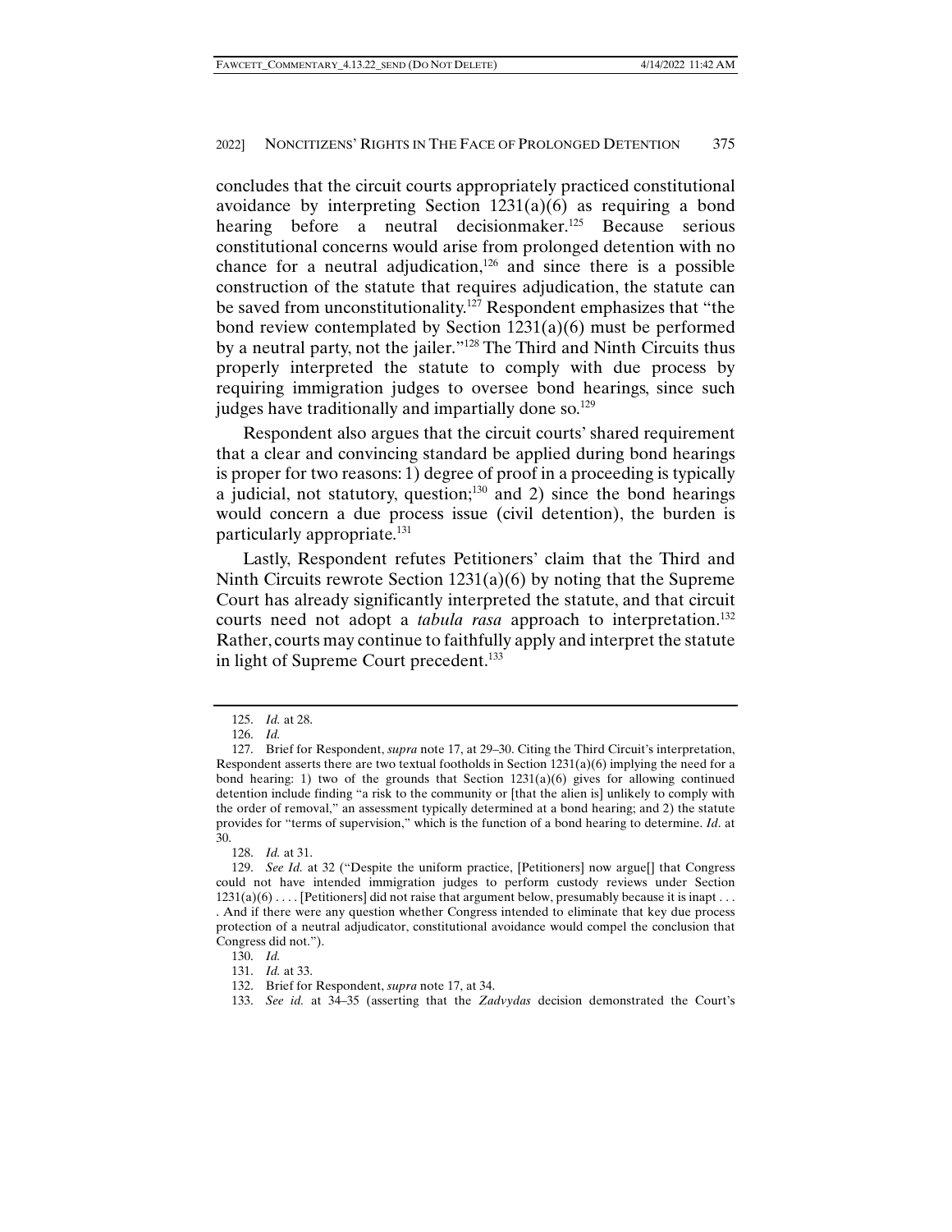concludes that the circuit courts appropriately practiced constitutional avoidance by interpreting Section 1231(a)(6) as requiring a bond hearing before a neutral decisionmaker.[125] Because serious constitutional concerns would arise from prolonged detention with no chance for a neutral adjudication,[126] and since there is a possible construction of the statute that requires adjudication, the statute can be saved from unconstitutionality.[127] Respondent emphasizes that "the bond review contemplated by Section 1231(a)(6) must be performed by a neutral party, not the jailer."[128] The Third and Ninth Circuits thus properly interpreted the statute to comply with due process by requiring immigration judges to oversee bond hearings, since such judges have traditionally and impartially done so.[129]

Respondent also argues that the circuit courts' shared requirement that a clear and convincing standard be applied during bond hearings is proper for two reasons: 1) degree of proof in a proceeding is typically a judicial, not statutory, question;[130] and 2) since the bond hearings would concern a due process issue (civil detention), the burden is particularly appropriate.[131]

Lastly, Respondent refutes Petitioners' claim that the Third and Ninth Circuits rewrote Section 1231(a)(6) by noting that the Supreme Court has already significantly interpreted the statute, and that circuit courts need not adopt a *tabula rasa* approach to interpretation.[132] Rather, courts may continue to faithfully apply and interpret the statute in light of Supreme Court precedent.[133]

---

125. *Id.* at 28.

126. *Id.*

127. Brief for Respondent, *supra* note 17, at 29–30. Citing the Third Circuit's interpretation, Respondent asserts there are two textual footholds in Section 1231(a)(6) implying the need for a bond hearing: 1) two of the grounds that Section 1231(a)(6) gives for allowing continued detention include finding "a risk to the community or [that the alien is] unlikely to comply with the order of removal," an assessment typically determined at a bond hearing; and 2) the statute provides for "terms of supervision," which is the function of a bond hearing to determine. *Id*. at 30.

128. *Id.* at 31.

129. *See Id.* at 32 ("Despite the uniform practice, [Petitioners] now argue[] that Congress could not have intended immigration judges to perform custody reviews under Section 1231(a)(6) . . . . [Petitioners] did not raise that argument below, presumably because it is inapt . . . . And if there were any question whether Congress intended to eliminate that key due process protection of a neutral adjudicator, constitutional avoidance would compel the conclusion that Congress did not.").

130. *Id.*

131. *Id.* at 33.

132. Brief for Respondent, *supra* note 17, at 34.

133. *See id.* at 34–35 (asserting that the *Zadvydas* decision demonstrated the Court's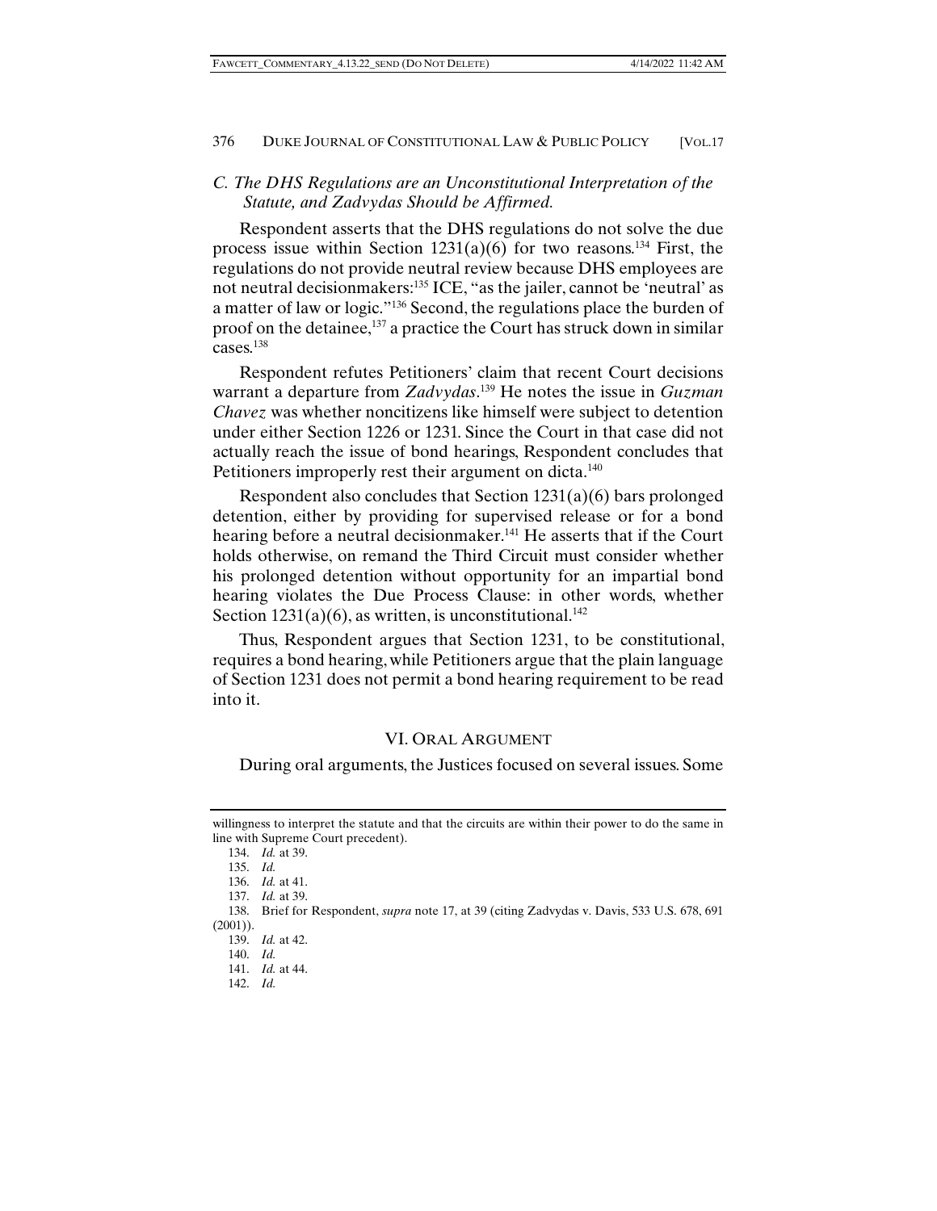### *C. The DHS Regulations are an Unconstitutional Interpretation of the Statute, and Zadvydas Should be Affirmed.*

Respondent asserts that the DHS regulations do not solve the due process issue within Section 1231(a)(6) for two reasons.[134] First, the regulations do not provide neutral review because DHS employees are not neutral decisionmakers:[135] ICE, "as the jailer, cannot be 'neutral' as a matter of law or logic."[136] Second, the regulations place the burden of proof on the detainee,[137] a practice the Court has struck down in similar cases.[138]

Respondent refutes Petitioners' claim that recent Court decisions warrant a departure from *Zadvydas*.[139] He notes the issue in *Guzman Chavez* was whether noncitizens like himself were subject to detention under either Section 1226 or 1231. Since the Court in that case did not actually reach the issue of bond hearings, Respondent concludes that Petitioners improperly rest their argument on dicta.[140]

Respondent also concludes that Section 1231(a)(6) bars prolonged detention, either by providing for supervised release or for a bond hearing before a neutral decisionmaker.[141] He asserts that if the Court holds otherwise, on remand the Third Circuit must consider whether his prolonged detention without opportunity for an impartial bond hearing violates the Due Process Clause: in other words, whether Section 1231(a)(6), as written, is unconstitutional.[142]

Thus, Respondent argues that Section 1231, to be constitutional, requires a bond hearing, while Petitioners argue that the plain language of Section 1231 does not permit a bond hearing requirement to be read into it.

## VI. ORAL ARGUMENT

During oral arguments, the Justices focused on several issues. Some

---

willingness to interpret the statute and that the circuits are within their power to do the same in line with Supreme Court precedent).

134. *Id.* at 39.

135. *Id.*

136. *Id.* at 41.

137. *Id.* at 39.

138. Brief for Respondent, *supra* note 17, at 39 (citing Zadvydas v. Davis, 533 U.S. 678, 691 (2001)).

139. *Id.* at 42.

140. *Id.*

141. *Id.* at 44.

142. *Id.*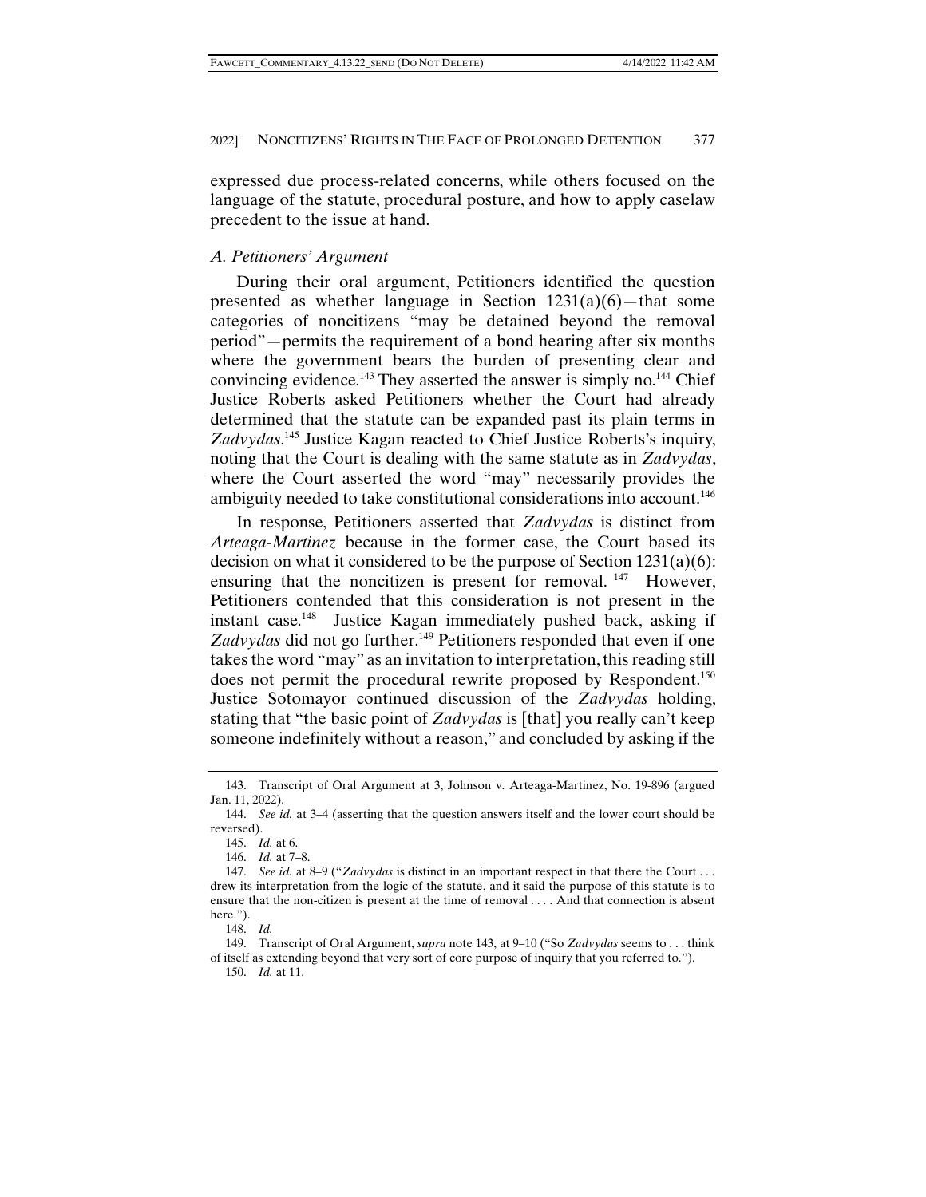expressed due process-related concerns, while others focused on the language of the statute, procedural posture, and how to apply caselaw precedent to the issue at hand.

### *A. Petitioners' Argument*

During their oral argument, Petitioners identified the question presented as whether language in Section 1231(a)(6)—that some categories of noncitizens "may be detained beyond the removal period"—permits the requirement of a bond hearing after six months where the government bears the burden of presenting clear and convincing evidence.[143] They asserted the answer is simply no.[144] Chief Justice Roberts asked Petitioners whether the Court had already determined that the statute can be expanded past its plain terms in *Zadvydas*.[145] Justice Kagan reacted to Chief Justice Roberts's inquiry, noting that the Court is dealing with the same statute as in *Zadvydas*, where the Court asserted the word "may" necessarily provides the ambiguity needed to take constitutional considerations into account.[146]

In response, Petitioners asserted that *Zadvydas* is distinct from *Arteaga-Martinez* because in the former case, the Court based its decision on what it considered to be the purpose of Section 1231(a)(6): ensuring that the noncitizen is present for removal.[147] However, Petitioners contended that this consideration is not present in the instant case.[148] Justice Kagan immediately pushed back, asking if *Zadvydas* did not go further.[149] Petitioners responded that even if one takes the word "may" as an invitation to interpretation, this reading still does not permit the procedural rewrite proposed by Respondent.[150] Justice Sotomayor continued discussion of the *Zadvydas* holding, stating that "the basic point of *Zadvydas* is [that] you really can't keep someone indefinitely without a reason," and concluded by asking if the

---

143. Transcript of Oral Argument at 3, Johnson v. Arteaga-Martinez, No. 19-896 (argued Jan. 11, 2022).

144. *See id.* at 3–4 (asserting that the question answers itself and the lower court should be reversed).

145. *Id.* at 6.

146. *Id.* at 7–8.

147. *See id.* at 8–9 ("*Zadvydas* is distinct in an important respect in that there the Court . . . drew its interpretation from the logic of the statute, and it said the purpose of this statute is to ensure that the non-citizen is present at the time of removal . . . . And that connection is absent here.").

148. *Id.*

149. Transcript of Oral Argument, *supra* note 143, at 9–10 ("So *Zadvydas* seems to . . . think of itself as extending beyond that very sort of core purpose of inquiry that you referred to.").

150. *Id.* at 11.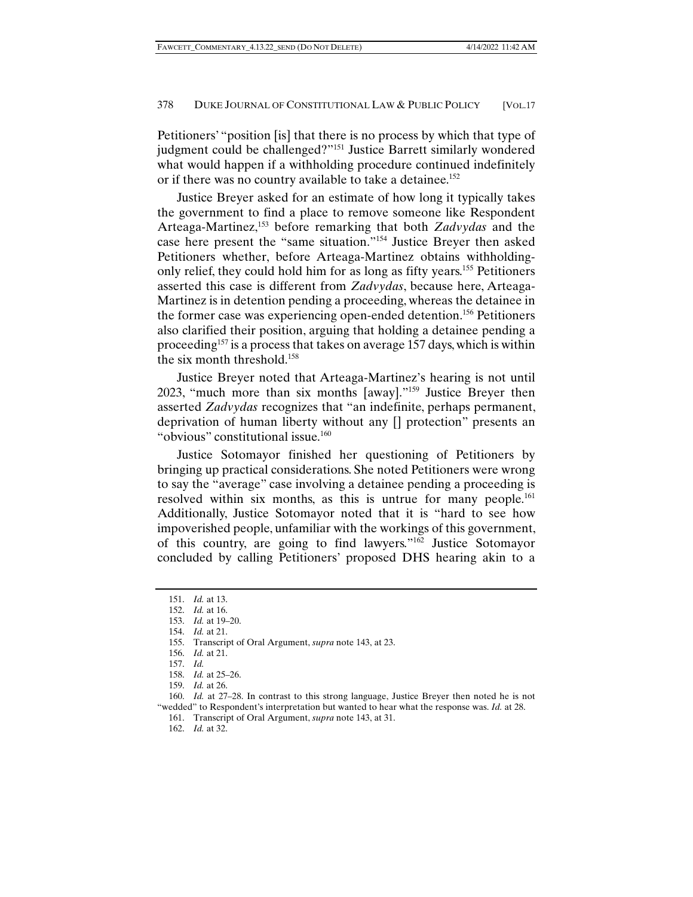Petitioners' "position [is] that there is no process by which that type of judgment could be challenged?"[151] Justice Barrett similarly wondered what would happen if a withholding procedure continued indefinitely or if there was no country available to take a detainee.[152]

Justice Breyer asked for an estimate of how long it typically takes the government to find a place to remove someone like Respondent Arteaga-Martinez,[153] before remarking that both *Zadvydas* and the case here present the "same situation."[154] Justice Breyer then asked Petitioners whether, before Arteaga-Martinez obtains withholding-only relief, they could hold him for as long as fifty years.[155] Petitioners asserted this case is different from *Zadvydas*, because here, Arteaga-Martinez is in detention pending a proceeding, whereas the detainee in the former case was experiencing open-ended detention.[156] Petitioners also clarified their position, arguing that holding a detainee pending a proceeding[157] is a process that takes on average 157 days, which is within the six month threshold.[158]

Justice Breyer noted that Arteaga-Martinez's hearing is not until 2023, "much more than six months [away]."[159] Justice Breyer then asserted *Zadvydas* recognizes that "an indefinite, perhaps permanent, deprivation of human liberty without any [] protection" presents an "obvious" constitutional issue.[160]

Justice Sotomayor finished her questioning of Petitioners by bringing up practical considerations. She noted Petitioners were wrong to say the "average" case involving a detainee pending a proceeding is resolved within six months, as this is untrue for many people.[161] Additionally, Justice Sotomayor noted that it is "hard to see how impoverished people, unfamiliar with the workings of this government, of this country, are going to find lawyers."[162] Justice Sotomayor concluded by calling Petitioners' proposed DHS hearing akin to a

---

151. *Id.* at 13.

152. *Id.* at 16.

153. *Id.* at 19–20.

154. *Id.* at 21.

155. Transcript of Oral Argument, *supra* note 143, at 23.

156. *Id.* at 21.

157. *Id.*

158. *Id.* at 25–26.

159. *Id.* at 26.

160. *Id.* at 27–28. In contrast to this strong language, Justice Breyer then noted he is not "wedded" to Respondent's interpretation but wanted to hear what the response was. *Id.* at 28.

161. Transcript of Oral Argument, *supra* note 143, at 31.

162. *Id.* at 32.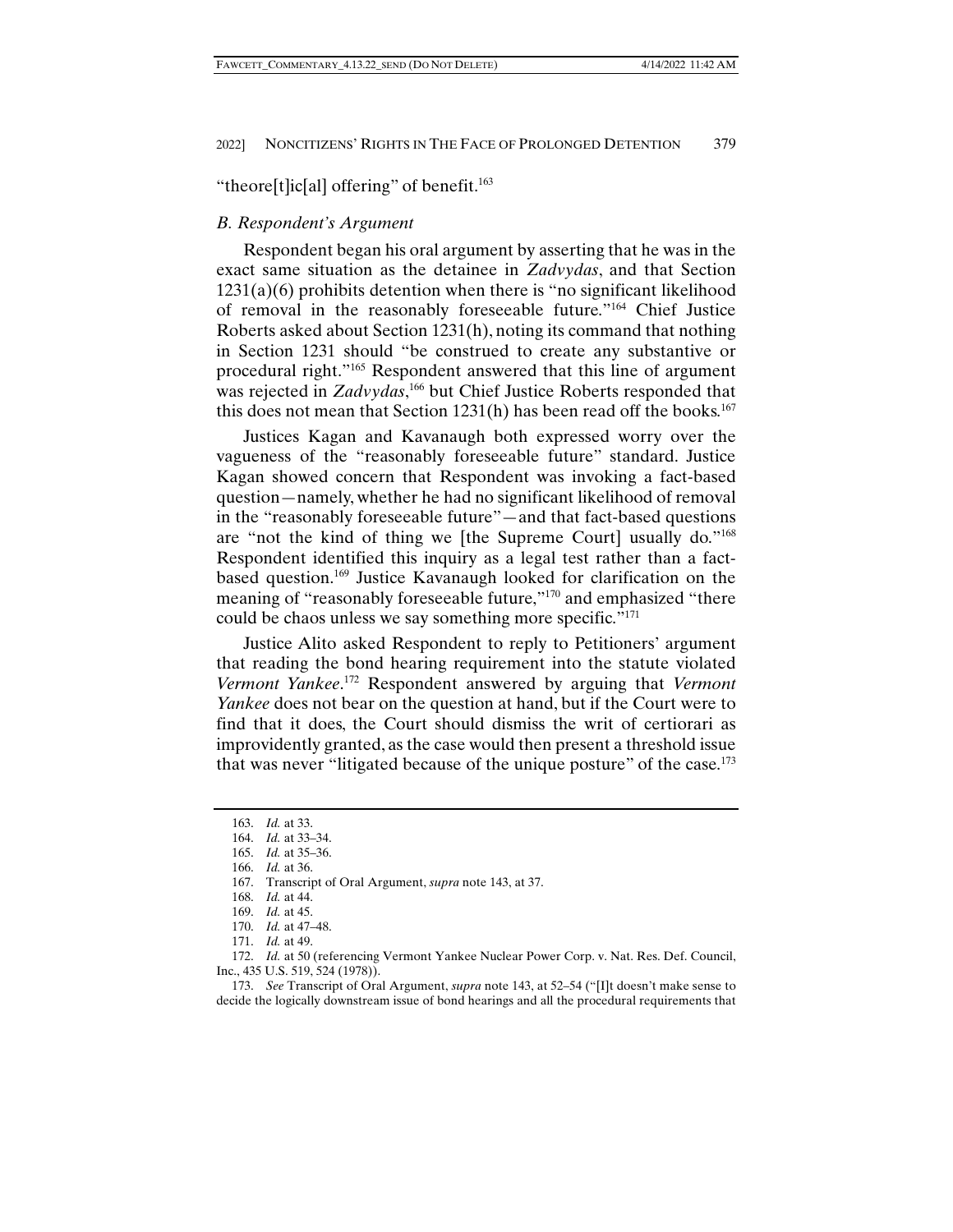"theore[t]ic[al] offering" of benefit.[163]

### *B. Respondent's Argument*

Respondent began his oral argument by asserting that he was in the exact same situation as the detainee in *Zadvydas*, and that Section 1231(a)(6) prohibits detention when there is "no significant likelihood of removal in the reasonably foreseeable future."[164] Chief Justice Roberts asked about Section 1231(h), noting its command that nothing in Section 1231 should "be construed to create any substantive or procedural right."[165] Respondent answered that this line of argument was rejected in *Zadvydas*,[166] but Chief Justice Roberts responded that this does not mean that Section 1231(h) has been read off the books.[167]

Justices Kagan and Kavanaugh both expressed worry over the vagueness of the "reasonably foreseeable future" standard. Justice Kagan showed concern that Respondent was invoking a fact-based question—namely, whether he had no significant likelihood of removal in the "reasonably foreseeable future"—and that fact-based questions are "not the kind of thing we [the Supreme Court] usually do."[168] Respondent identified this inquiry as a legal test rather than a fact-based question.[169] Justice Kavanaugh looked for clarification on the meaning of "reasonably foreseeable future,"[170] and emphasized "there could be chaos unless we say something more specific."[171]

Justice Alito asked Respondent to reply to Petitioners' argument that reading the bond hearing requirement into the statute violated *Vermont Yankee*.[172] Respondent answered by arguing that *Vermont Yankee* does not bear on the question at hand, but if the Court were to find that it does, the Court should dismiss the writ of certiorari as improvidently granted, as the case would then present a threshold issue that was never "litigated because of the unique posture" of the case.[173]

---

163. *Id.* at 33.

164. *Id.* at 33–34.

165. *Id.* at 35–36.

166. *Id.* at 36.

167. Transcript of Oral Argument, *supra* note 143, at 37.

168. *Id.* at 44.

169. *Id.* at 45.

170. *Id.* at 47–48.

171. *Id.* at 49.

172. *Id.* at 50 (referencing Vermont Yankee Nuclear Power Corp. v. Nat. Res. Def. Council, Inc., 435 U.S. 519, 524 (1978)).

173. *See* Transcript of Oral Argument, *supra* note 143, at 52–54 ("[I]t doesn't make sense to decide the logically downstream issue of bond hearings and all the procedural requirements that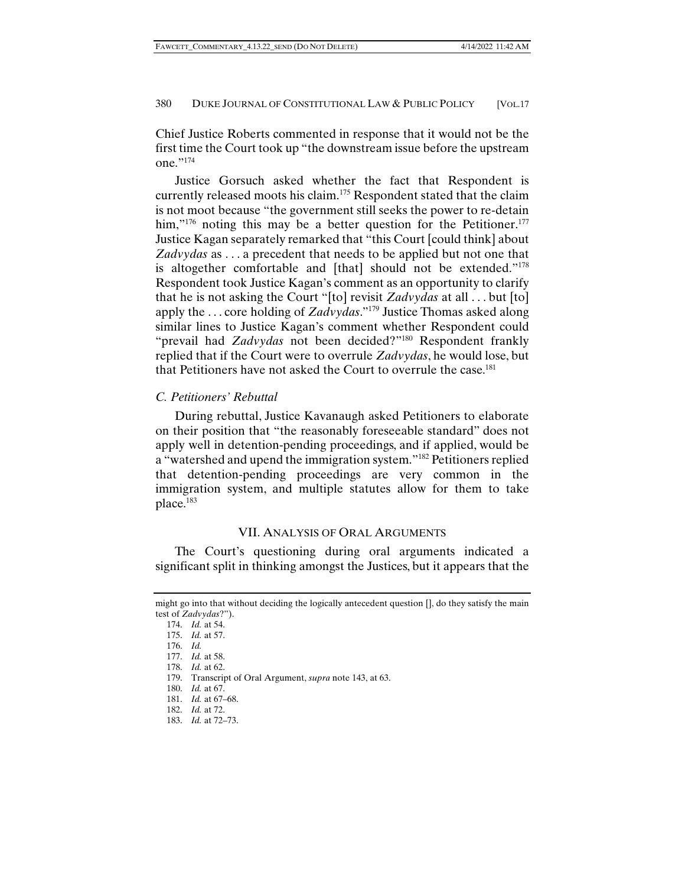Chief Justice Roberts commented in response that it would not be the first time the Court took up "the downstream issue before the upstream one."[174]

Justice Gorsuch asked whether the fact that Respondent is currently released moots his claim.[175] Respondent stated that the claim is not moot because "the government still seeks the power to re-detain him,"[176] noting this may be a better question for the Petitioner.[177] Justice Kagan separately remarked that "this Court [could think] about *Zadvydas* as . . . a precedent that needs to be applied but not one that is altogether comfortable and [that] should not be extended."[178] Respondent took Justice Kagan's comment as an opportunity to clarify that he is not asking the Court "[to] revisit *Zadvydas* at all . . . but [to] apply the . . . core holding of *Zadvydas*."[179] Justice Thomas asked along similar lines to Justice Kagan's comment whether Respondent could "prevail had *Zadvydas* not been decided?"[180] Respondent frankly replied that if the Court were to overrule *Zadvydas*, he would lose, but that Petitioners have not asked the Court to overrule the case.[181]

### *C. Petitioners' Rebuttal*

During rebuttal, Justice Kavanaugh asked Petitioners to elaborate on their position that "the reasonably foreseeable standard" does not apply well in detention-pending proceedings, and if applied, would be a "watershed and upend the immigration system."[182] Petitioners replied that detention-pending proceedings are very common in the immigration system, and multiple statutes allow for them to take place.[183]

## VII. ANALYSIS OF ORAL ARGUMENTS

The Court's questioning during oral arguments indicated a significant split in thinking amongst the Justices, but it appears that the

---

might go into that without deciding the logically antecedent question [], do they satisfy the main test of *Zadvydas*?").

174. *Id.* at 54.

175. *Id.* at 57.

176. *Id.*

177. *Id.* at 58.

178. *Id.* at 62.

179. Transcript of Oral Argument, *supra* note 143, at 63.

180. *Id.* at 67.

181. *Id.* at 67–68.

182. *Id.* at 72.

183. *Id.* at 72–73.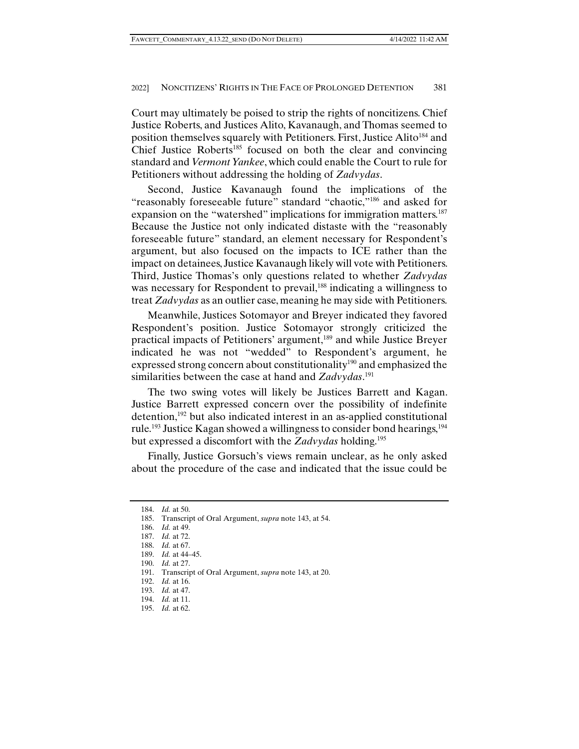Court may ultimately be poised to strip the rights of noncitizens. Chief Justice Roberts, and Justices Alito, Kavanaugh, and Thomas seemed to position themselves squarely with Petitioners. First, Justice Alito[184] and Chief Justice Roberts[185] focused on both the clear and convincing standard and *Vermont Yankee*, which could enable the Court to rule for Petitioners without addressing the holding of *Zadvydas*.

Second, Justice Kavanaugh found the implications of the "reasonably foreseeable future" standard "chaotic,"[186] and asked for expansion on the "watershed" implications for immigration matters.[187] Because the Justice not only indicated distaste with the "reasonably foreseeable future" standard, an element necessary for Respondent's argument, but also focused on the impacts to ICE rather than the impact on detainees, Justice Kavanaugh likely will vote with Petitioners. Third, Justice Thomas's only questions related to whether *Zadvydas* was necessary for Respondent to prevail,[188] indicating a willingness to treat *Zadvydas* as an outlier case, meaning he may side with Petitioners.

Meanwhile, Justices Sotomayor and Breyer indicated they favored Respondent's position. Justice Sotomayor strongly criticized the practical impacts of Petitioners' argument,[189] and while Justice Breyer indicated he was not "wedded" to Respondent's argument, he expressed strong concern about constitutionality[190] and emphasized the similarities between the case at hand and *Zadvydas*.[191]

The two swing votes will likely be Justices Barrett and Kagan. Justice Barrett expressed concern over the possibility of indefinite detention,[192] but also indicated interest in an as-applied constitutional rule.[193] Justice Kagan showed a willingness to consider bond hearings,[194] but expressed a discomfort with the *Zadvydas* holding.[195]

Finally, Justice Gorsuch's views remain unclear, as he only asked about the procedure of the case and indicated that the issue could be

---

184. *Id.* at 50.
185. Transcript of Oral Argument, *supra* note 143, at 54.
186. *Id.* at 49.
187. *Id.* at 72.
188. *Id.* at 67.
189. *Id.* at 44–45.
190. *Id.* at 27.
191. Transcript of Oral Argument, *supra* note 143, at 20.
192. *Id.* at 16.
193. *Id.* at 47.
194. *Id.* at 11.
195. *Id.* at 62.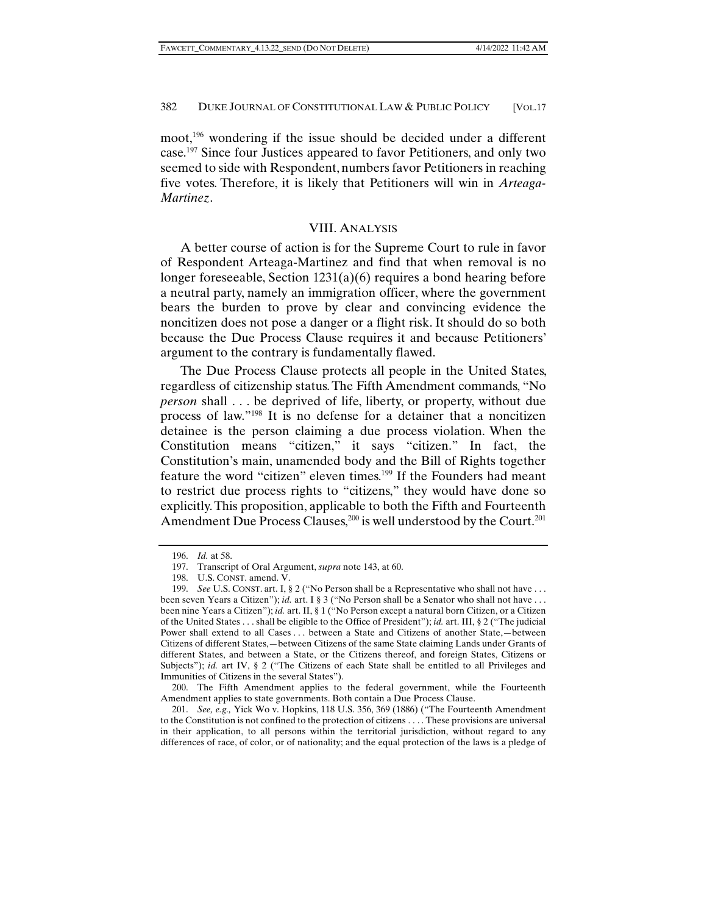moot,[196] wondering if the issue should be decided under a different case.[197] Since four Justices appeared to favor Petitioners, and only two seemed to side with Respondent, numbers favor Petitioners in reaching five votes. Therefore, it is likely that Petitioners will win in *Arteaga-Martinez*.

## VIII. ANALYSIS

A better course of action is for the Supreme Court to rule in favor of Respondent Arteaga-Martinez and find that when removal is no longer foreseeable, Section 1231(a)(6) requires a bond hearing before a neutral party, namely an immigration officer, where the government bears the burden to prove by clear and convincing evidence the noncitizen does not pose a danger or a flight risk. It should do so both because the Due Process Clause requires it and because Petitioners' argument to the contrary is fundamentally flawed.

The Due Process Clause protects all people in the United States, regardless of citizenship status. The Fifth Amendment commands, "No *person* shall . . . be deprived of life, liberty, or property, without due process of law."[198] It is no defense for a detainer that a noncitizen detainee is the person claiming a due process violation. When the Constitution means "citizen," it says "citizen." In fact, the Constitution's main, unamended body and the Bill of Rights together feature the word "citizen" eleven times.[199] If the Founders had meant to restrict due process rights to "citizens," they would have done so explicitly. This proposition, applicable to both the Fifth and Fourteenth Amendment Due Process Clauses,[200] is well understood by the Court.[201]

---

196. *Id.* at 58.

197. Transcript of Oral Argument, *supra* note 143, at 60.

198. U.S. CONST. amend. V.

199. *See* U.S. CONST. art. I, § 2 ("No Person shall be a Representative who shall not have . . . been seven Years a Citizen"); *id.* art. I § 3 ("No Person shall be a Senator who shall not have . . . been nine Years a Citizen"); *id.* art. II, § 1 ("No Person except a natural born Citizen, or a Citizen of the United States . . . shall be eligible to the Office of President"); *id.* art. III, § 2 ("The judicial Power shall extend to all Cases . . . between a State and Citizens of another State,—between Citizens of different States,—between Citizens of the same State claiming Lands under Grants of different States, and between a State, or the Citizens thereof, and foreign States, Citizens or Subjects"); *id.* art IV, § 2 ("The Citizens of each State shall be entitled to all Privileges and Immunities of Citizens in the several States").

200. The Fifth Amendment applies to the federal government, while the Fourteenth Amendment applies to state governments. Both contain a Due Process Clause.

201. *See, e.g.,* Yick Wo v. Hopkins, 118 U.S. 356, 369 (1886) ("The Fourteenth Amendment to the Constitution is not confined to the protection of citizens . . . . These provisions are universal in their application, to all persons within the territorial jurisdiction, without regard to any differences of race, of color, or of nationality; and the equal protection of the laws is a pledge of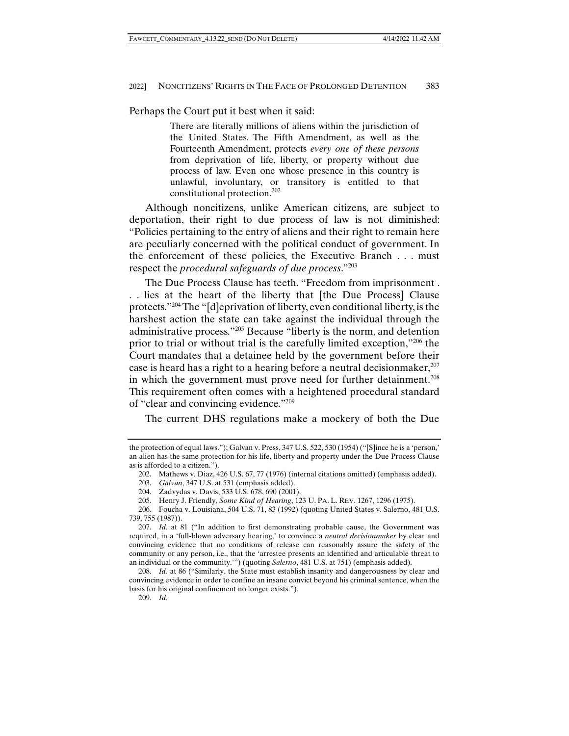Perhaps the Court put it best when it said:

> There are literally millions of aliens within the jurisdiction of the United States. The Fifth Amendment, as well as the Fourteenth Amendment, protects *every one of these persons* from deprivation of life, liberty, or property without due process of law. Even one whose presence in this country is unlawful, involuntary, or transitory is entitled to that constitutional protection.[202]

Although noncitizens, unlike American citizens, are subject to deportation, their right to due process of law is not diminished: "Policies pertaining to the entry of aliens and their right to remain here are peculiarly concerned with the political conduct of government. In the enforcement of these policies, the Executive Branch . . . must respect the *procedural safeguards of due process*."[203]

The Due Process Clause has teeth. "Freedom from imprisonment . . . lies at the heart of the liberty that [the Due Process] Clause protects."[204] The "[d]eprivation of liberty, even conditional liberty, is the harshest action the state can take against the individual through the administrative process."[205] Because "liberty is the norm, and detention prior to trial or without trial is the carefully limited exception,"[206] the Court mandates that a detainee held by the government before their case is heard has a right to a hearing before a neutral decisionmaker,[207] in which the government must prove need for further detainment.[208] This requirement often comes with a heightened procedural standard of "clear and convincing evidence."[209]

The current DHS regulations make a mockery of both the Due

---

the protection of equal laws."); Galvan v. Press, 347 U.S. 522, 530 (1954) ("[S]ince he is a 'person,' an alien has the same protection for his life, liberty and property under the Due Process Clause as is afforded to a citizen.").

202. Mathews v. Diaz, 426 U.S. 67, 77 (1976) (internal citations omitted) (emphasis added).

203. *Galvan*, 347 U.S. at 531 (emphasis added).

204. Zadvydas v. Davis, 533 U.S. 678, 690 (2001).

205. Henry J. Friendly, *Some Kind of Hearing*, 123 U. PA. L. REV. 1267, 1296 (1975).

206. Foucha v. Louisiana, 504 U.S. 71, 83 (1992) (quoting United States v. Salerno, 481 U.S. 739, 755 (1987)).

207. *Id.* at 81 ("In addition to first demonstrating probable cause, the Government was required, in a 'full-blown adversary hearing,' to convince a *neutral decisionmaker* by clear and convincing evidence that no conditions of release can reasonably assure the safety of the community or any person, i.e., that the 'arrestee presents an identified and articulable threat to an individual or the community.'") (quoting *Salerno*, 481 U.S. at 751) (emphasis added).

208. *Id.* at 86 ("Similarly, the State must establish insanity and dangerousness by clear and convincing evidence in order to confine an insane convict beyond his criminal sentence, when the basis for his original confinement no longer exists.").

209. *Id.*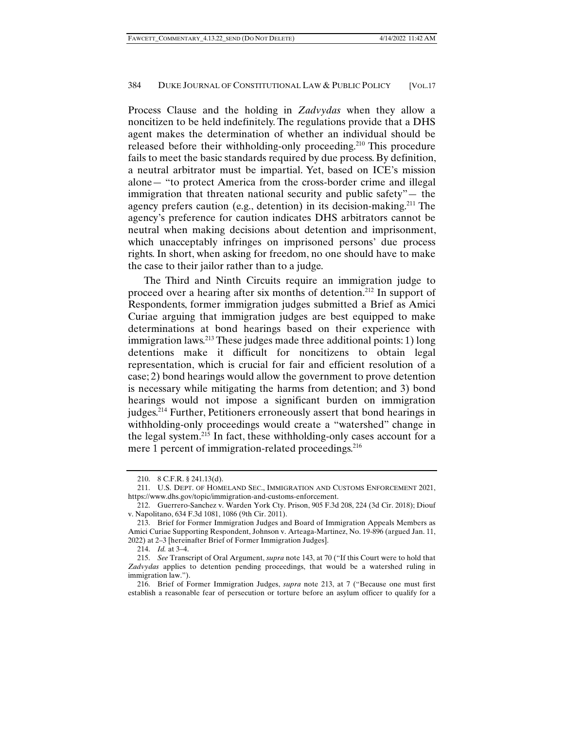Process Clause and the holding in *Zadvydas* when they allow a noncitizen to be held indefinitely. The regulations provide that a DHS agent makes the determination of whether an individual should be released before their withholding-only proceeding.[210] This procedure fails to meet the basic standards required by due process. By definition, a neutral arbitrator must be impartial. Yet, based on ICE's mission alone— "to protect America from the cross-border crime and illegal immigration that threaten national security and public safety"— the agency prefers caution (e.g., detention) in its decision-making.[211] The agency's preference for caution indicates DHS arbitrators cannot be neutral when making decisions about detention and imprisonment, which unacceptably infringes on imprisoned persons' due process rights. In short, when asking for freedom, no one should have to make the case to their jailor rather than to a judge.

The Third and Ninth Circuits require an immigration judge to proceed over a hearing after six months of detention.[212] In support of Respondents, former immigration judges submitted a Brief as Amici Curiae arguing that immigration judges are best equipped to make determinations at bond hearings based on their experience with immigration laws.[213] These judges made three additional points: 1) long detentions make it difficult for noncitizens to obtain legal representation, which is crucial for fair and efficient resolution of a case; 2) bond hearings would allow the government to prove detention is necessary while mitigating the harms from detention; and 3) bond hearings would not impose a significant burden on immigration judges.[214] Further, Petitioners erroneously assert that bond hearings in withholding-only proceedings would create a "watershed" change in the legal system.[215] In fact, these withholding-only cases account for a mere 1 percent of immigration-related proceedings.[216]

---

210. 8 C.F.R. § 241.13(d).

211. U.S. DEPT. OF HOMELAND SEC., IMMIGRATION AND CUSTOMS ENFORCEMENT 2021, https://www.dhs.gov/topic/immigration-and-customs-enforcement.

212. Guerrero-Sanchez v. Warden York Cty. Prison, 905 F.3d 208, 224 (3d Cir. 2018); Diouf v. Napolitano, 634 F.3d 1081, 1086 (9th Cir. 2011).

213. Brief for Former Immigration Judges and Board of Immigration Appeals Members as Amici Curiae Supporting Respondent, Johnson v. Arteaga-Martinez, No. 19-896 (argued Jan. 11, 2022) at 2–3 [hereinafter Brief of Former Immigration Judges].

214. *Id.* at 3–4.

215. *See* Transcript of Oral Argument, *supra* note 143, at 70 ("If this Court were to hold that *Zadvydas* applies to detention pending proceedings, that would be a watershed ruling in immigration law.").

216. Brief of Former Immigration Judges, *supra* note 213, at 7 ("Because one must first establish a reasonable fear of persecution or torture before an asylum officer to qualify for a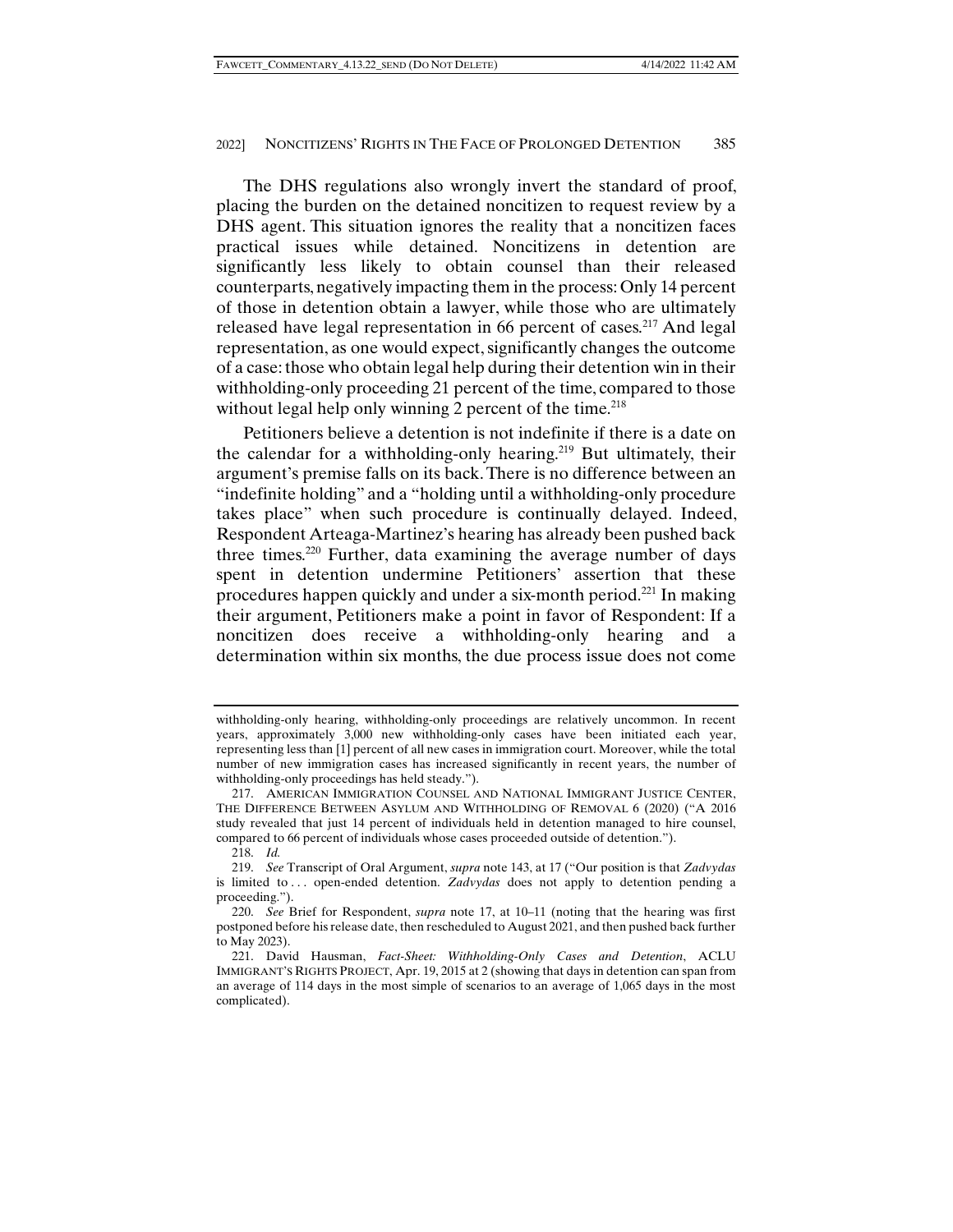The DHS regulations also wrongly invert the standard of proof, placing the burden on the detained noncitizen to request review by a DHS agent. This situation ignores the reality that a noncitizen faces practical issues while detained. Noncitizens in detention are significantly less likely to obtain counsel than their released counterparts, negatively impacting them in the process: Only 14 percent of those in detention obtain a lawyer, while those who are ultimately released have legal representation in 66 percent of cases.[217] And legal representation, as one would expect, significantly changes the outcome of a case: those who obtain legal help during their detention win in their withholding-only proceeding 21 percent of the time, compared to those without legal help only winning 2 percent of the time.[218]

Petitioners believe a detention is not indefinite if there is a date on the calendar for a withholding-only hearing.[219] But ultimately, their argument's premise falls on its back. There is no difference between an "indefinite holding" and a "holding until a withholding-only procedure takes place" when such procedure is continually delayed. Indeed, Respondent Arteaga-Martinez's hearing has already been pushed back three times.[220] Further, data examining the average number of days spent in detention undermine Petitioners' assertion that these procedures happen quickly and under a six-month period.[221] In making their argument, Petitioners make a point in favor of Respondent: If a noncitizen does receive a withholding-only hearing and a determination within six months, the due process issue does not come

---

withholding-only hearing, withholding-only proceedings are relatively uncommon. In recent years, approximately 3,000 new withholding-only cases have been initiated each year, representing less than [1] percent of all new cases in immigration court. Moreover, while the total number of new immigration cases has increased significantly in recent years, the number of withholding-only proceedings has held steady.").

217. AMERICAN IMMIGRATION COUNSEL AND NATIONAL IMMIGRANT JUSTICE CENTER, THE DIFFERENCE BETWEEN ASYLUM AND WITHHOLDING OF REMOVAL 6 (2020) ("A 2016 study revealed that just 14 percent of individuals held in detention managed to hire counsel, compared to 66 percent of individuals whose cases proceeded outside of detention.").

218. *Id.*

219. *See* Transcript of Oral Argument, *supra* note 143, at 17 ("Our position is that *Zadvydas* is limited to . . . open-ended detention. *Zadvydas* does not apply to detention pending a proceeding.").

220. *See* Brief for Respondent, *supra* note 17, at 10–11 (noting that the hearing was first postponed before his release date, then rescheduled to August 2021, and then pushed back further to May 2023).

221. David Hausman, *Fact-Sheet: Withholding-Only Cases and Detention*, ACLU IMMIGRANT'S RIGHTS PROJECT, Apr. 19, 2015 at 2 (showing that days in detention can span from an average of 114 days in the most simple of scenarios to an average of 1,065 days in the most complicated).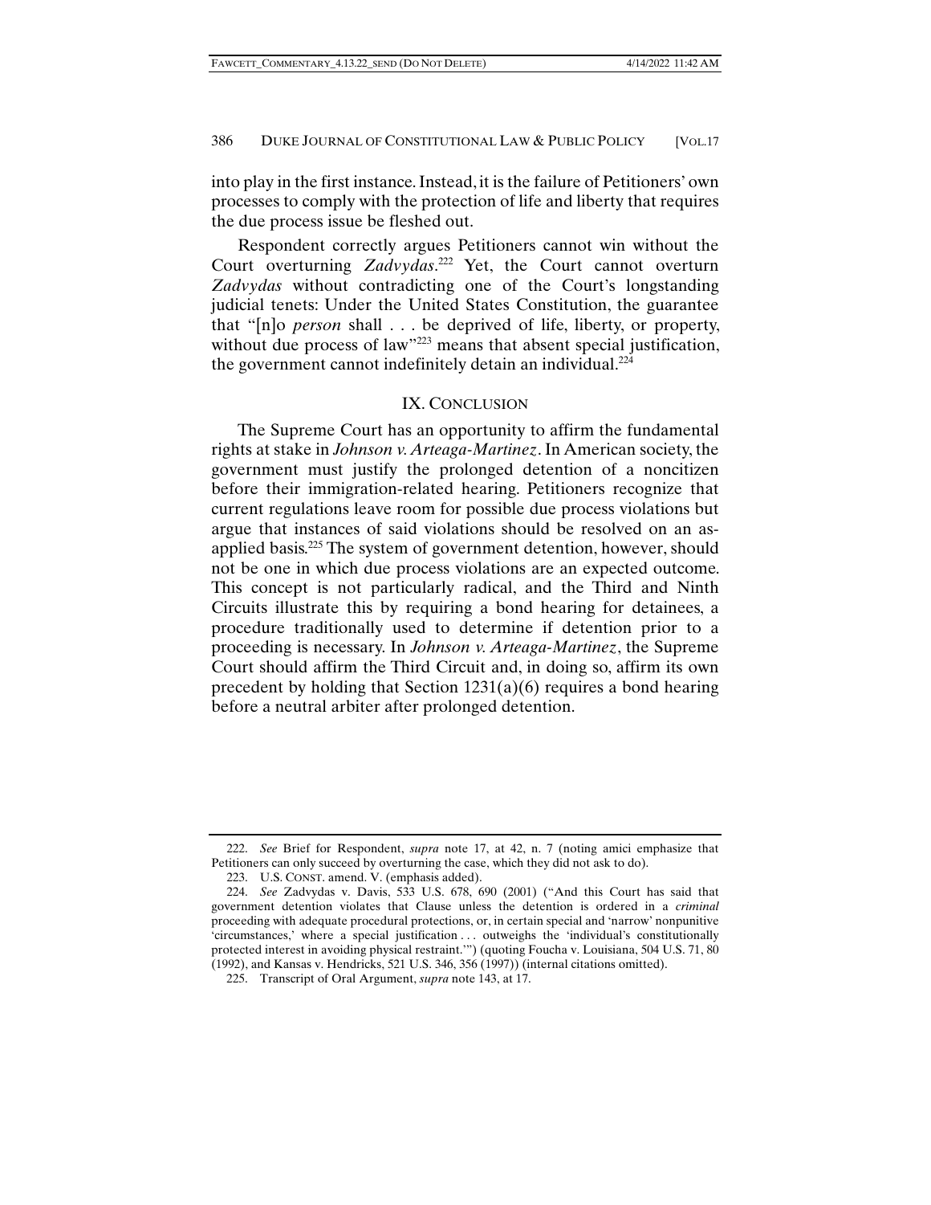into play in the first instance. Instead, it is the failure of Petitioners' own processes to comply with the protection of life and liberty that requires the due process issue be fleshed out.

Respondent correctly argues Petitioners cannot win without the Court overturning *Zadvydas*.[222] Yet, the Court cannot overturn *Zadvydas* without contradicting one of the Court's longstanding judicial tenets: Under the United States Constitution, the guarantee that "[n]o *person* shall . . . be deprived of life, liberty, or property, without due process of law"[223] means that absent special justification, the government cannot indefinitely detain an individual.[224]

## IX. CONCLUSION

The Supreme Court has an opportunity to affirm the fundamental rights at stake in *Johnson v. Arteaga-Martinez*. In American society, the government must justify the prolonged detention of a noncitizen before their immigration-related hearing. Petitioners recognize that current regulations leave room for possible due process violations but argue that instances of said violations should be resolved on an as-applied basis.[225] The system of government detention, however, should not be one in which due process violations are an expected outcome. This concept is not particularly radical, and the Third and Ninth Circuits illustrate this by requiring a bond hearing for detainees, a procedure traditionally used to determine if detention prior to a proceeding is necessary. In *Johnson v. Arteaga-Martinez*, the Supreme Court should affirm the Third Circuit and, in doing so, affirm its own precedent by holding that Section 1231(a)(6) requires a bond hearing before a neutral arbiter after prolonged detention.

---

222. *See* Brief for Respondent, *supra* note 17, at 42, n. 7 (noting amici emphasize that Petitioners can only succeed by overturning the case, which they did not ask to do).

223. U.S. CONST. amend. V. (emphasis added).

224. *See* Zadvydas v. Davis, 533 U.S. 678, 690 (2001) ("And this Court has said that government detention violates that Clause unless the detention is ordered in a *criminal* proceeding with adequate procedural protections, or, in certain special and 'narrow' nonpunitive 'circumstances,' where a special justification . . . outweighs the 'individual's constitutionally protected interest in avoiding physical restraint.'") (quoting Foucha v. Louisiana, 504 U.S. 71, 80 (1992), and Kansas v. Hendricks, 521 U.S. 346, 356 (1997)) (internal citations omitted).

225. Transcript of Oral Argument, *supra* note 143, at 17.